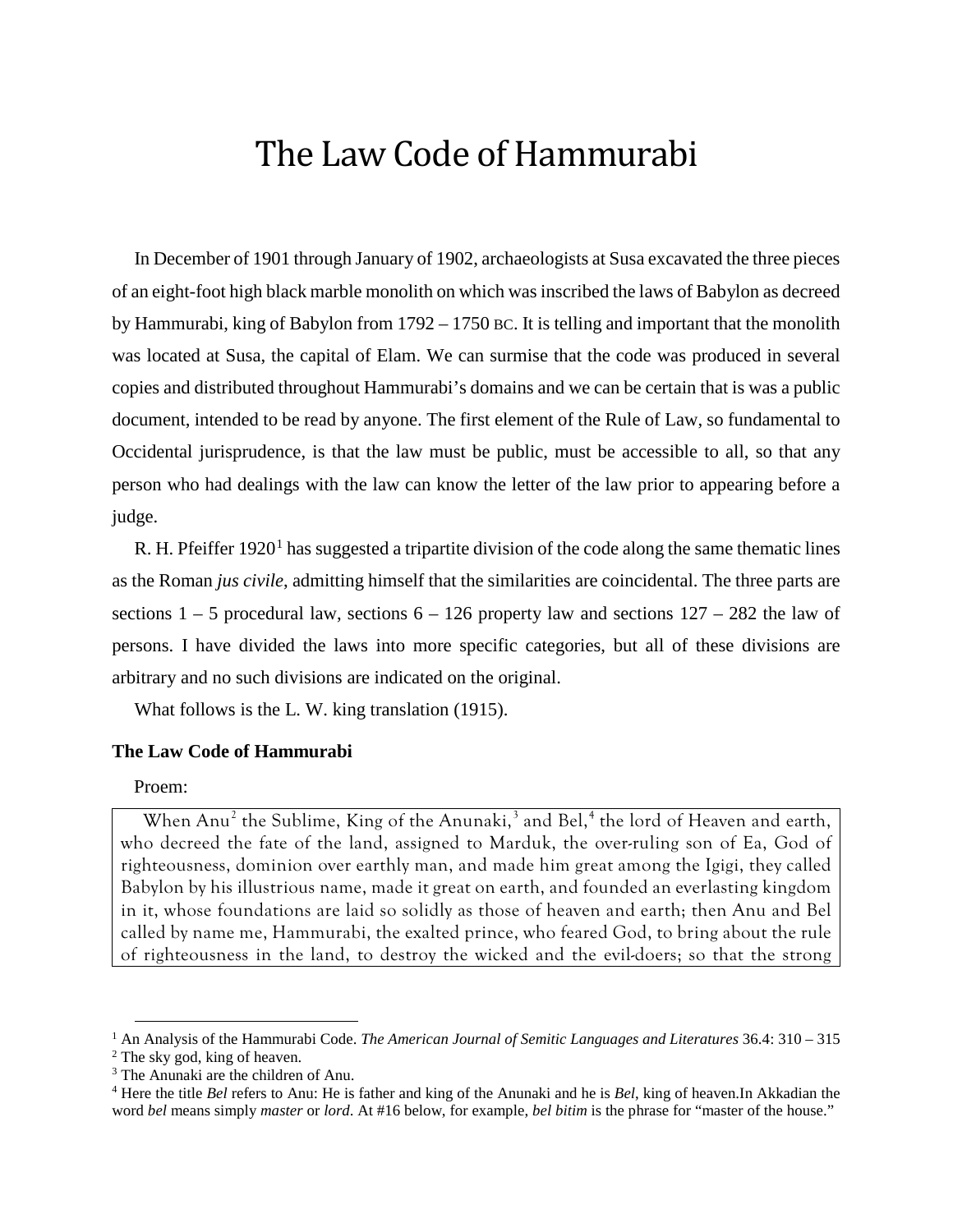# The Law Code of Hammurabi

In December of 1901 through January of 1902, archaeologists at Susa excavated the three pieces of an eight-foot high black marble monolith on which was inscribed the laws of Babylon as decreed by Hammurabi, king of Babylon from 1792 – 1750 BC. It is telling and important that the monolith was located at Susa, the capital of Elam. We can surmise that the code was produced in several copies and distributed throughout Hammurabi's domains and we can be certain that is was a public document, intended to be read by anyone. The first element of the Rule of Law, so fundamental to Occidental jurisprudence, is that the law must be public, must be accessible to all, so that any person who had dealings with the law can know the letter of the law prior to appearing before a judge.

R. H. Pfeiffer 1920[1] has suggested a tripartite division of the code along the same thematic lines as the Roman *jus civile*, admitting himself that the similarities are coincidental. The three parts are sections 1 – 5 procedural law, sections 6 – 126 property law and sections 127 – 282 the law of persons. I have divided the laws into more specific categories, but all of these divisions are arbitrary and no such divisions are indicated on the original.

What follows is the L. W. king translation (1915).

**The Law Code of Hammurabi**

Proem:

> When Anu[2] the Sublime, King of the Anunaki,[3] and Bel,[4] the lord of Heaven and earth, who decreed the fate of the land, assigned to Marduk, the over-ruling son of Ea, God of righteousness, dominion over earthly man, and made him great among the Igigi, they called Babylon by his illustrious name, made it great on earth, and founded an everlasting kingdom in it, whose foundations are laid so solidly as those of heaven and earth; then Anu and Bel called by name me, Hammurabi, the exalted prince, who feared God, to bring about the rule of righteousness in the land, to destroy the wicked and the evil-doers; so that the strong

---

[1] An Analysis of the Hammurabi Code. *The American Journal of Semitic Languages and Literatures* 36.4: 310 – 315

[2] The sky god, king of heaven.

[3] The Anunaki are the children of Anu.

[4] Here the title *Bel* refers to Anu: He is father and king of the Anunaki and he is *Bel*, king of heaven.In Akkadian the word *bel* means simply *master* or *lord*. At #16 below, for example, *bel bitim* is the phrase for "master of the house."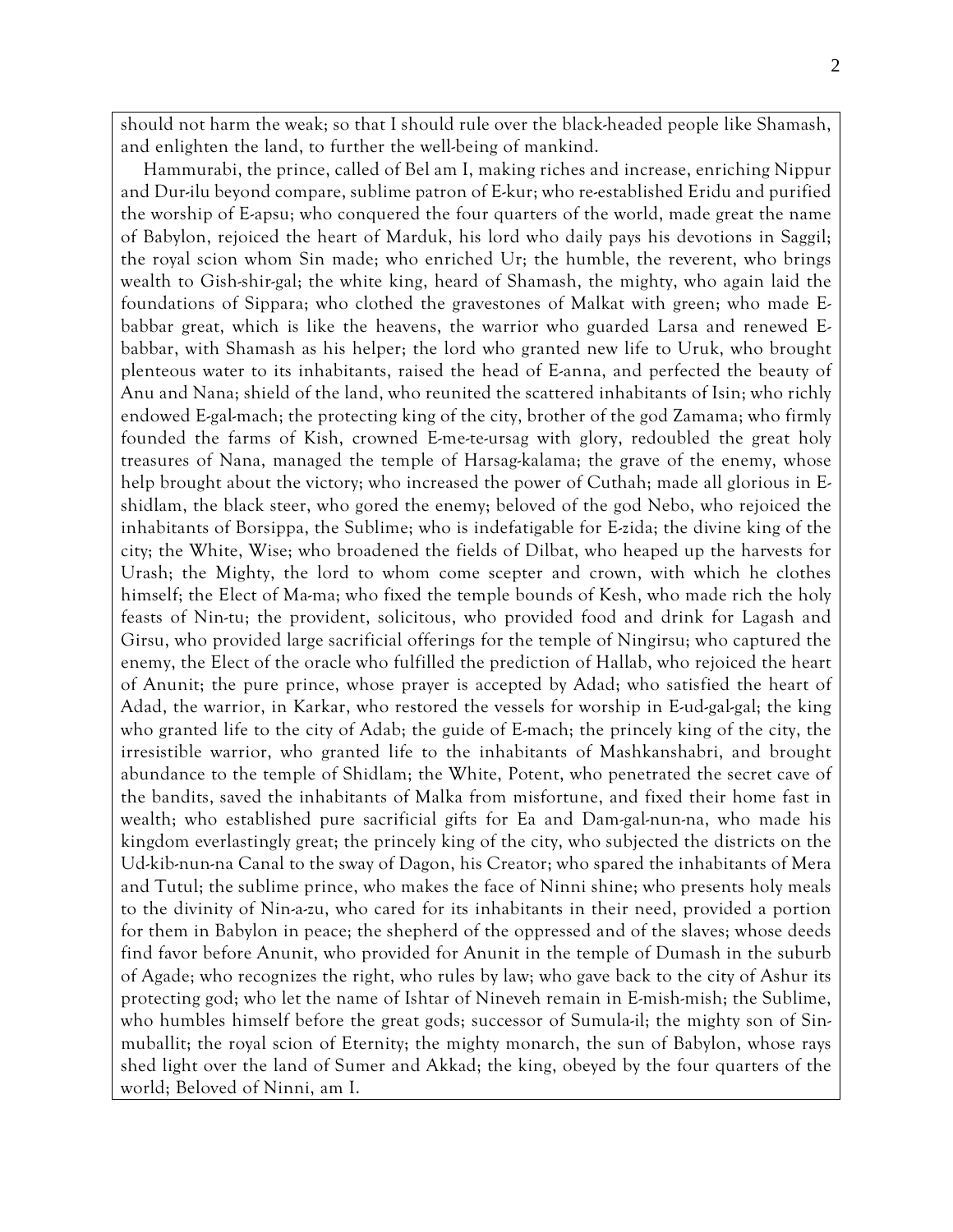should not harm the weak; so that I should rule over the black-headed people like Shamash, and enlighten the land, to further the well-being of mankind.

Hammurabi, the prince, called of Bel am I, making riches and increase, enriching Nippur and Dur-ilu beyond compare, sublime patron of E-kur; who re-established Eridu and purified the worship of E-apsu; who conquered the four quarters of the world, made great the name of Babylon, rejoiced the heart of Marduk, his lord who daily pays his devotions in Saggil; the royal scion whom Sin made; who enriched Ur; the humble, the reverent, who brings wealth to Gish-shir-gal; the white king, heard of Shamash, the mighty, who again laid the foundations of Sippara; who clothed the gravestones of Malkat with green; who made E-babbar great, which is like the heavens, the warrior who guarded Larsa and renewed E-babbar, with Shamash as his helper; the lord who granted new life to Uruk, who brought plenteous water to its inhabitants, raised the head of E-anna, and perfected the beauty of Anu and Nana; shield of the land, who reunited the scattered inhabitants of Isin; who richly endowed E-gal-mach; the protecting king of the city, brother of the god Zamama; who firmly founded the farms of Kish, crowned E-me-te-ursag with glory, redoubled the great holy treasures of Nana, managed the temple of Harsag-kalama; the grave of the enemy, whose help brought about the victory; who increased the power of Cuthah; made all glorious in E-shidlam, the black steer, who gored the enemy; beloved of the god Nebo, who rejoiced the inhabitants of Borsippa, the Sublime; who is indefatigable for E-zida; the divine king of the city; the White, Wise; who broadened the fields of Dilbat, who heaped up the harvests for Urash; the Mighty, the lord to whom come scepter and crown, with which he clothes himself; the Elect of Ma-ma; who fixed the temple bounds of Kesh, who made rich the holy feasts of Nin-tu; the provident, solicitous, who provided food and drink for Lagash and Girsu, who provided large sacrificial offerings for the temple of Ningirsu; who captured the enemy, the Elect of the oracle who fulfilled the prediction of Hallab, who rejoiced the heart of Anunit; the pure prince, whose prayer is accepted by Adad; who satisfied the heart of Adad, the warrior, in Karkar, who restored the vessels for worship in E-ud-gal-gal; the king who granted life to the city of Adab; the guide of E-mach; the princely king of the city, the irresistible warrior, who granted life to the inhabitants of Mashkanshabri, and brought abundance to the temple of Shidlam; the White, Potent, who penetrated the secret cave of the bandits, saved the inhabitants of Malka from misfortune, and fixed their home fast in wealth; who established pure sacrificial gifts for Ea and Dam-gal-nun-na, who made his kingdom everlastingly great; the princely king of the city, who subjected the districts on the Ud-kib-nun-na Canal to the sway of Dagon, his Creator; who spared the inhabitants of Mera and Tutul; the sublime prince, who makes the face of Ninni shine; who presents holy meals to the divinity of Nin-a-zu, who cared for its inhabitants in their need, provided a portion for them in Babylon in peace; the shepherd of the oppressed and of the slaves; whose deeds find favor before Anunit, who provided for Anunit in the temple of Dumash in the suburb of Agade; who recognizes the right, who rules by law; who gave back to the city of Ashur its protecting god; who let the name of Ishtar of Nineveh remain in E-mish-mish; the Sublime, who humbles himself before the great gods; successor of Sumula-il; the mighty son of Sin-muballit; the royal scion of Eternity; the mighty monarch, the sun of Babylon, whose rays shed light over the land of Sumer and Akkad; the king, obeyed by the four quarters of the world; Beloved of Ninni, am I.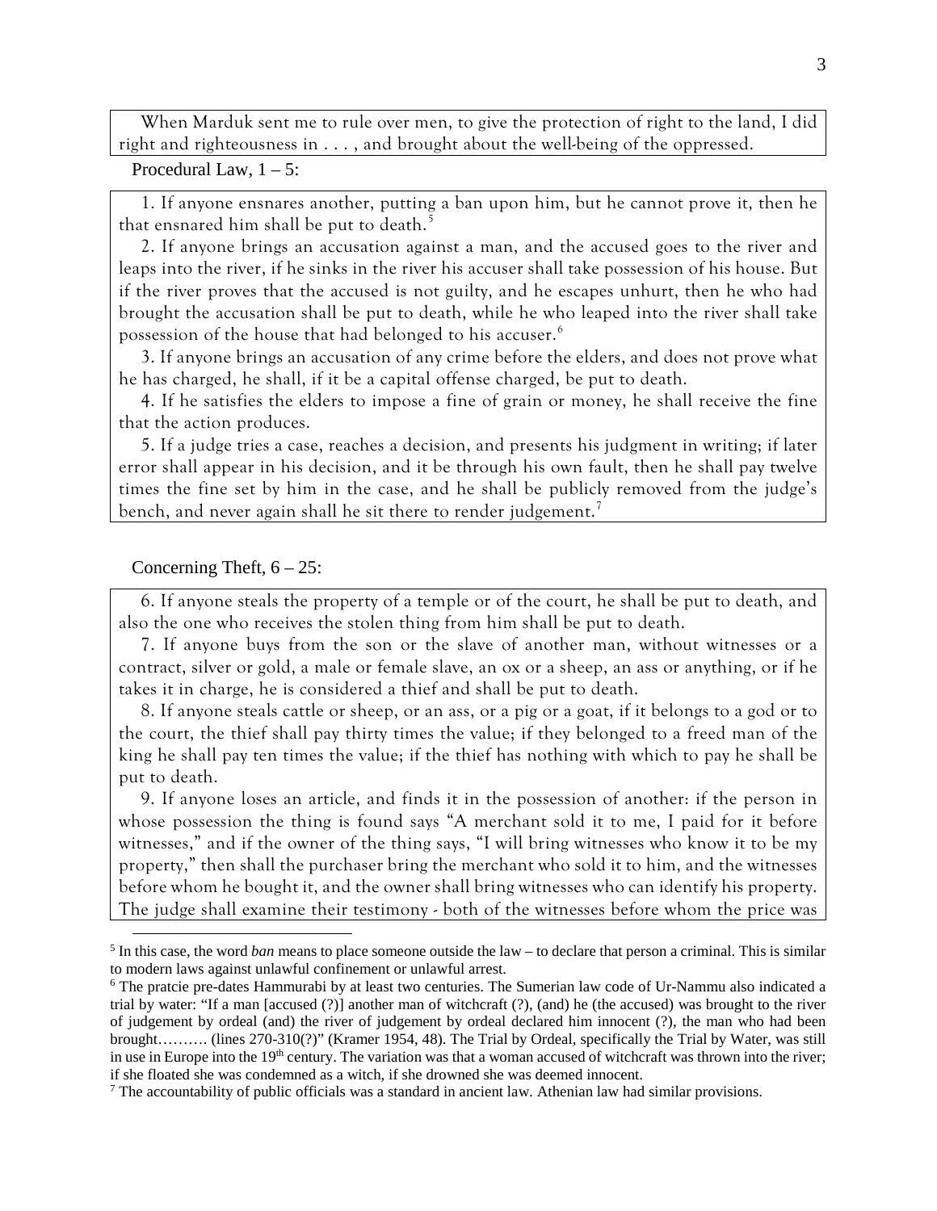When Marduk sent me to rule over men, to give the protection of right to the land, I did right and righteousness in . . . , and brought about the well-being of the oppressed.

Procedural Law, 1 – 5:

1. If anyone ensnares another, putting a ban upon him, but he cannot prove it, then he that ensnared him shall be put to death.[5]

2. If anyone brings an accusation against a man, and the accused goes to the river and leaps into the river, if he sinks in the river his accuser shall take possession of his house. But if the river proves that the accused is not guilty, and he escapes unhurt, then he who had brought the accusation shall be put to death, while he who leaped into the river shall take possession of the house that had belonged to his accuser.[6]

3. If anyone brings an accusation of any crime before the elders, and does not prove what he has charged, he shall, if it be a capital offense charged, be put to death.

4. If he satisfies the elders to impose a fine of grain or money, he shall receive the fine that the action produces.

5. If a judge tries a case, reaches a decision, and presents his judgment in writing; if later error shall appear in his decision, and it be through his own fault, then he shall pay twelve times the fine set by him in the case, and he shall be publicly removed from the judge's bench, and never again shall he sit there to render judgement.[7]

Concerning Theft, 6 – 25:

6. If anyone steals the property of a temple or of the court, he shall be put to death, and also the one who receives the stolen thing from him shall be put to death.

7. If anyone buys from the son or the slave of another man, without witnesses or a contract, silver or gold, a male or female slave, an ox or a sheep, an ass or anything, or if he takes it in charge, he is considered a thief and shall be put to death.

8. If anyone steals cattle or sheep, or an ass, or a pig or a goat, if it belongs to a god or to the court, the thief shall pay thirty times the value; if they belonged to a freed man of the king he shall pay ten times the value; if the thief has nothing with which to pay he shall be put to death.

9. If anyone loses an article, and finds it in the possession of another: if the person in whose possession the thing is found says "A merchant sold it to me, I paid for it before witnesses," and if the owner of the thing says, "I will bring witnesses who know it to be my property," then shall the purchaser bring the merchant who sold it to him, and the witnesses before whom he bought it, and the owner shall bring witnesses who can identify his property. The judge shall examine their testimony - both of the witnesses before whom the price was

---

[5] In this case, the word *ban* means to place someone outside the law – to declare that person a criminal. This is similar to modern laws against unlawful confinement or unlawful arrest.

[6] The pratcie pre-dates Hammurabi by at least two centuries. The Sumerian law code of Ur-Nammu also indicated a trial by water: "If a man [accused (?)] another man of witchcraft (?), (and) he (the accused) was brought to the river of judgement by ordeal (and) the river of judgement by ordeal declared him innocent (?), the man who had been brought………. (lines 270-310(?)" (Kramer 1954, 48). The Trial by Ordeal, specifically the Trial by Water, was still in use in Europe into the 19th century. The variation was that a woman accused of witchcraft was thrown into the river; if she floated she was condemned as a witch, if she drowned she was deemed innocent.

[7] The accountability of public officials was a standard in ancient law. Athenian law had similar provisions.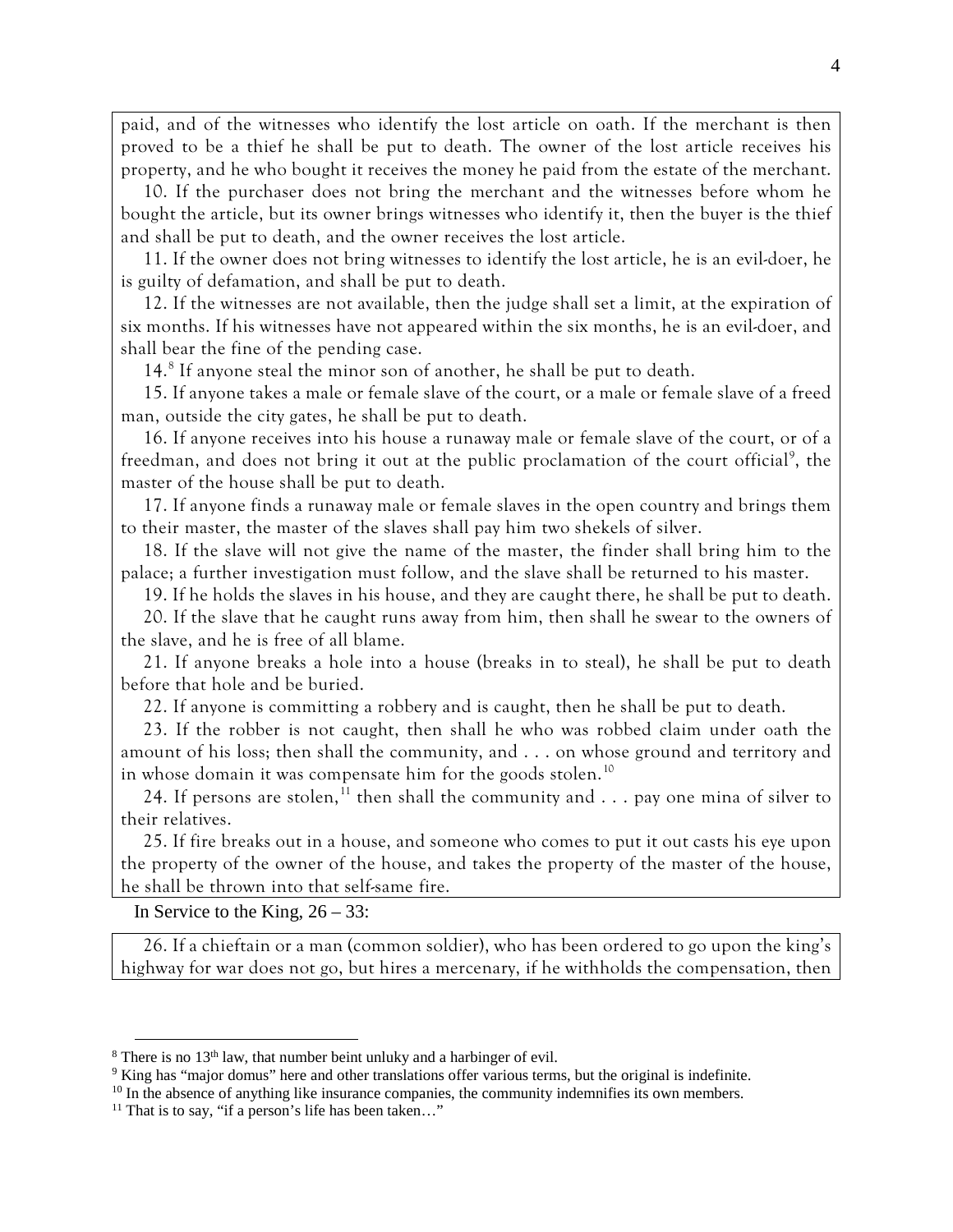paid, and of the witnesses who identify the lost article on oath. If the merchant is then proved to be a thief he shall be put to death. The owner of the lost article receives his property, and he who bought it receives the money he paid from the estate of the merchant.

10. If the purchaser does not bring the merchant and the witnesses before whom he bought the article, but its owner brings witnesses who identify it, then the buyer is the thief and shall be put to death, and the owner receives the lost article.

11. If the owner does not bring witnesses to identify the lost article, he is an evil-doer, he is guilty of defamation, and shall be put to death.

12. If the witnesses are not available, then the judge shall set a limit, at the expiration of six months. If his witnesses have not appeared within the six months, he is an evil-doer, and shall bear the fine of the pending case.

14.[8] If anyone steal the minor son of another, he shall be put to death.

15. If anyone takes a male or female slave of the court, or a male or female slave of a freed man, outside the city gates, he shall be put to death.

16. If anyone receives into his house a runaway male or female slave of the court, or of a freedman, and does not bring it out at the public proclamation of the court official[9], the master of the house shall be put to death.

17. If anyone finds a runaway male or female slaves in the open country and brings them to their master, the master of the slaves shall pay him two shekels of silver.

18. If the slave will not give the name of the master, the finder shall bring him to the palace; a further investigation must follow, and the slave shall be returned to his master.

19. If he holds the slaves in his house, and they are caught there, he shall be put to death.

20. If the slave that he caught runs away from him, then shall he swear to the owners of the slave, and he is free of all blame.

21. If anyone breaks a hole into a house (breaks in to steal), he shall be put to death before that hole and be buried.

22. If anyone is committing a robbery and is caught, then he shall be put to death.

23. If the robber is not caught, then shall he who was robbed claim under oath the amount of his loss; then shall the community, and . . . on whose ground and territory and in whose domain it was compensate him for the goods stolen.[10]

24. If persons are stolen,[11] then shall the community and . . . pay one mina of silver to their relatives.

25. If fire breaks out in a house, and someone who comes to put it out casts his eye upon the property of the owner of the house, and takes the property of the master of the house, he shall be thrown into that self-same fire.

In Service to the King, 26 – 33:

26. If a chieftain or a man (common soldier), who has been ordered to go upon the king's highway for war does not go, but hires a mercenary, if he withholds the compensation, then

---

[8] There is no 13th law, that number beint unluky and a harbinger of evil.

[9] King has "major domus" here and other translations offer various terms, but the original is indefinite.

[10] In the absence of anything like insurance companies, the community indemnifies its own members.

[11] That is to say, "if a person's life has been taken…"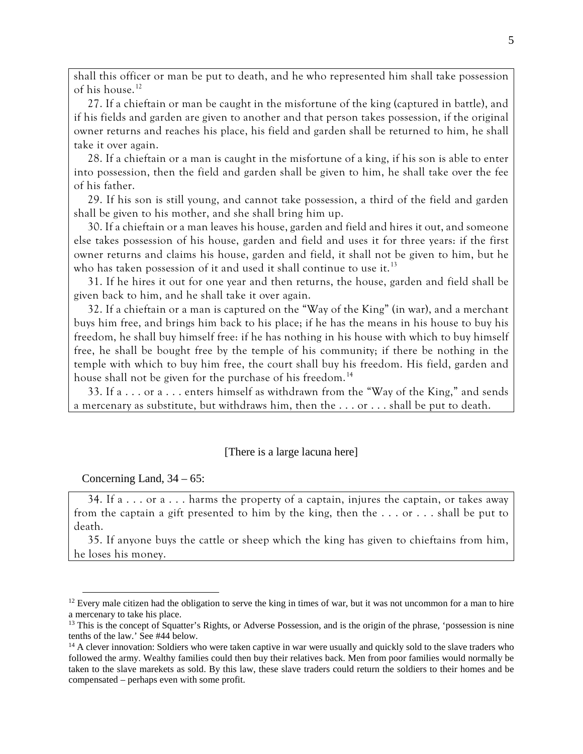shall this officer or man be put to death, and he who represented him shall take possession of his house.[12]

27. If a chieftain or man be caught in the misfortune of the king (captured in battle), and if his fields and garden are given to another and that person takes possession, if the original owner returns and reaches his place, his field and garden shall be returned to him, he shall take it over again.

28. If a chieftain or a man is caught in the misfortune of a king, if his son is able to enter into possession, then the field and garden shall be given to him, he shall take over the fee of his father.

29. If his son is still young, and cannot take possession, a third of the field and garden shall be given to his mother, and she shall bring him up.

30. If a chieftain or a man leaves his house, garden and field and hires it out, and someone else takes possession of his house, garden and field and uses it for three years: if the first owner returns and claims his house, garden and field, it shall not be given to him, but he who has taken possession of it and used it shall continue to use it.[13]

31. If he hires it out for one year and then returns, the house, garden and field shall be given back to him, and he shall take it over again.

32. If a chieftain or a man is captured on the "Way of the King" (in war), and a merchant buys him free, and brings him back to his place; if he has the means in his house to buy his freedom, he shall buy himself free: if he has nothing in his house with which to buy himself free, he shall be bought free by the temple of his community; if there be nothing in the temple with which to buy him free, the court shall buy his freedom. His field, garden and house shall not be given for the purchase of his freedom.[14]

33. If a . . . or a . . . enters himself as withdrawn from the "Way of the King," and sends a mercenary as substitute, but withdraws him, then the . . . or . . . shall be put to death.

[There is a large lacuna here]

Concerning Land, 34 – 65:

34. If a . . . or a . . . harms the property of a captain, injures the captain, or takes away from the captain a gift presented to him by the king, then the . . . or . . . shall be put to death.

35. If anyone buys the cattle or sheep which the king has given to chieftains from him, he loses his money.

---

[12] Every male citizen had the obligation to serve the king in times of war, but it was not uncommon for a man to hire a mercenary to take his place.

[13] This is the concept of Squatter's Rights, or Adverse Possession, and is the origin of the phrase, 'possession is nine tenths of the law.' See #44 below.

[14] A clever innovation: Soldiers who were taken captive in war were usually and quickly sold to the slave traders who followed the army. Wealthy families could then buy their relatives back. Men from poor families would normally be taken to the slave marekets as sold. By this law, these slave traders could return the soldiers to their homes and be compensated – perhaps even with some profit.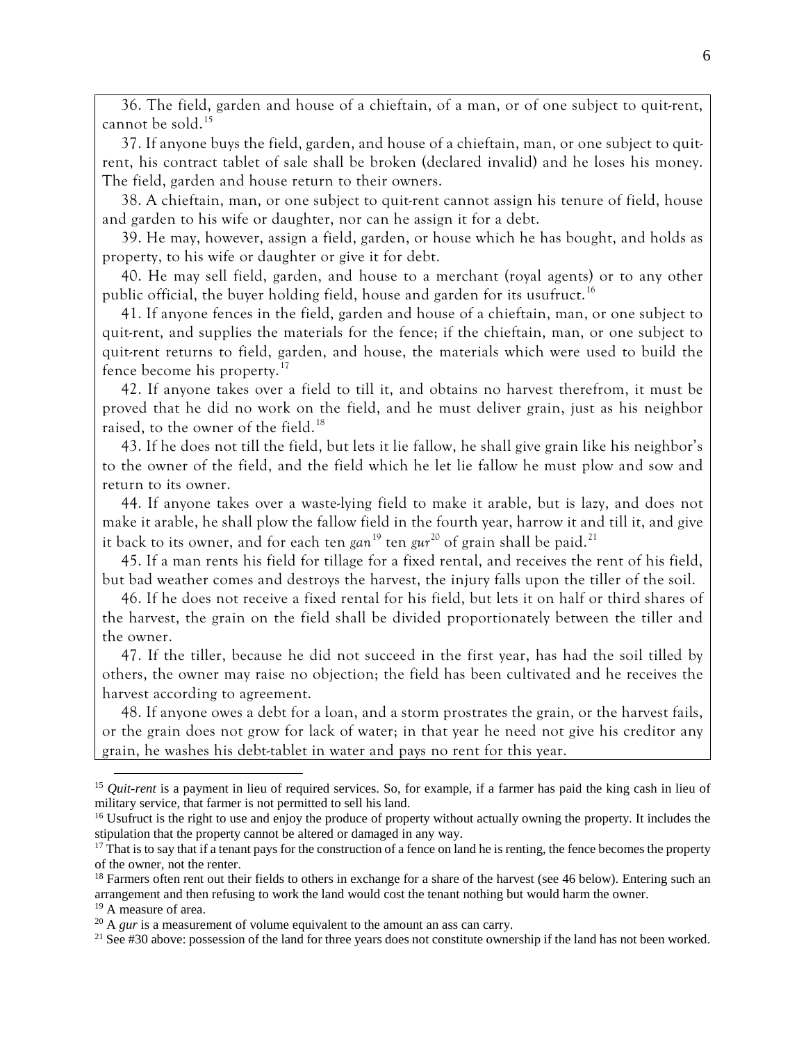36. The field, garden and house of a chieftain, of a man, or of one subject to quit-rent, cannot be sold.[15]

37. If anyone buys the field, garden, and house of a chieftain, man, or one subject to quit-rent, his contract tablet of sale shall be broken (declared invalid) and he loses his money. The field, garden and house return to their owners.

38. A chieftain, man, or one subject to quit-rent cannot assign his tenure of field, house and garden to his wife or daughter, nor can he assign it for a debt.

39. He may, however, assign a field, garden, or house which he has bought, and holds as property, to his wife or daughter or give it for debt.

40. He may sell field, garden, and house to a merchant (royal agents) or to any other public official, the buyer holding field, house and garden for its usufruct.[16]

41. If anyone fences in the field, garden and house of a chieftain, man, or one subject to quit-rent, and supplies the materials for the fence; if the chieftain, man, or one subject to quit-rent returns to field, garden, and house, the materials which were used to build the fence become his property.[17]

42. If anyone takes over a field to till it, and obtains no harvest therefrom, it must be proved that he did no work on the field, and he must deliver grain, just as his neighbor raised, to the owner of the field.[18]

43. If he does not till the field, but lets it lie fallow, he shall give grain like his neighbor's to the owner of the field, and the field which he let lie fallow he must plow and sow and return to its owner.

44. If anyone takes over a waste-lying field to make it arable, but is lazy, and does not make it arable, he shall plow the fallow field in the fourth year, harrow it and till it, and give it back to its owner, and for each ten *gan*[19] ten *gur*[20] of grain shall be paid.[21]

45. If a man rents his field for tillage for a fixed rental, and receives the rent of his field, but bad weather comes and destroys the harvest, the injury falls upon the tiller of the soil.

46. If he does not receive a fixed rental for his field, but lets it on half or third shares of the harvest, the grain on the field shall be divided proportionately between the tiller and the owner.

47. If the tiller, because he did not succeed in the first year, has had the soil tilled by others, the owner may raise no objection; the field has been cultivated and he receives the harvest according to agreement.

48. If anyone owes a debt for a loan, and a storm prostrates the grain, or the harvest fails, or the grain does not grow for lack of water; in that year he need not give his creditor any grain, he washes his debt-tablet in water and pays no rent for this year.

---

[15] *Quit-rent* is a payment in lieu of required services. So, for example, if a farmer has paid the king cash in lieu of military service, that farmer is not permitted to sell his land.

[16] Usufruct is the right to use and enjoy the produce of property without actually owning the property. It includes the stipulation that the property cannot be altered or damaged in any way.

[17] That is to say that if a tenant pays for the construction of a fence on land he is renting, the fence becomes the property of the owner, not the renter.

[18] Farmers often rent out their fields to others in exchange for a share of the harvest (see 46 below). Entering such an arrangement and then refusing to work the land would cost the tenant nothing but would harm the owner.

[19] A measure of area.

[20] A *gur* is a measurement of volume equivalent to the amount an ass can carry.

[21] See #30 above: possession of the land for three years does not constitute ownership if the land has not been worked.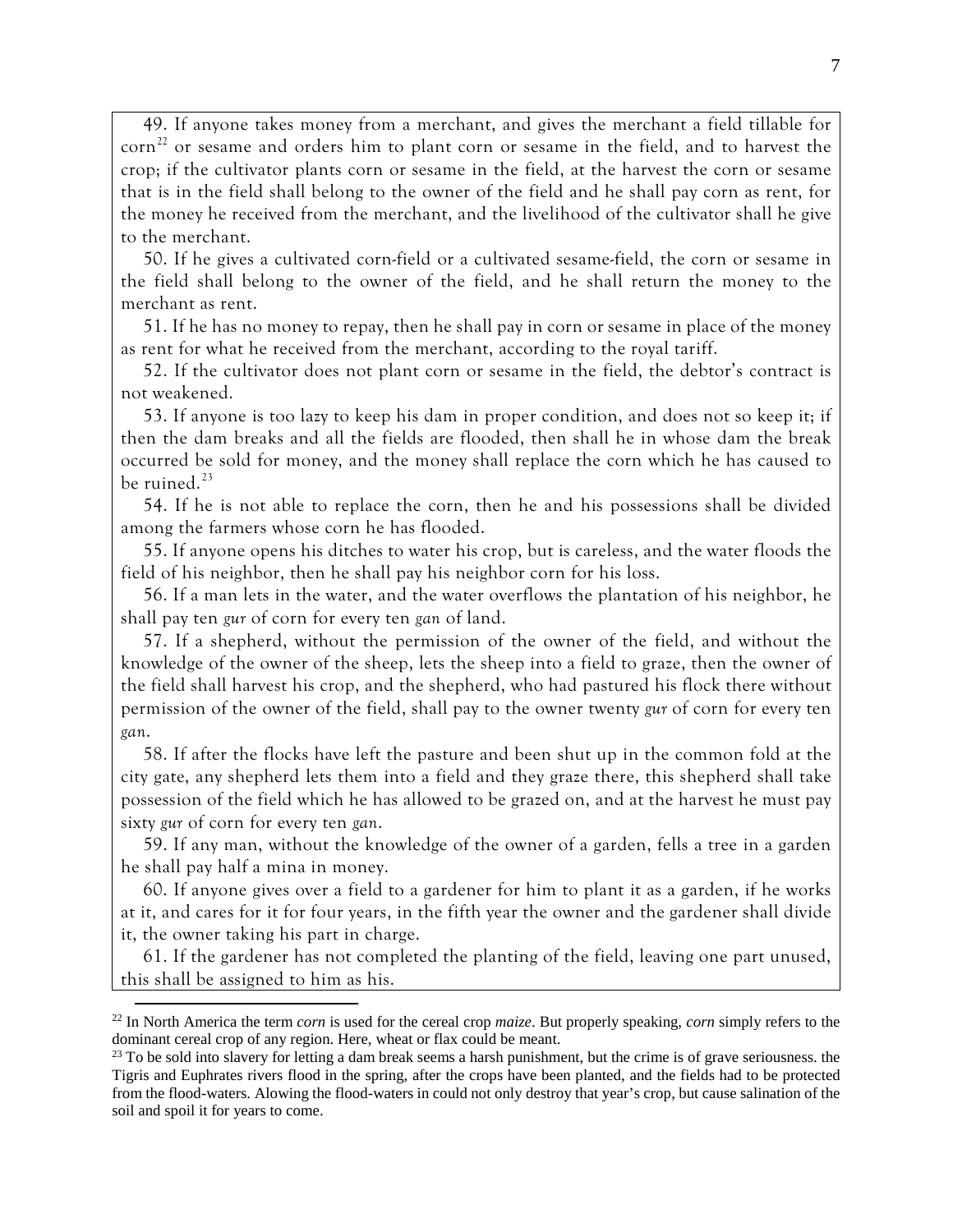49. If anyone takes money from a merchant, and gives the merchant a field tillable for corn[22] or sesame and orders him to plant corn or sesame in the field, and to harvest the crop; if the cultivator plants corn or sesame in the field, at the harvest the corn or sesame that is in the field shall belong to the owner of the field and he shall pay corn as rent, for the money he received from the merchant, and the livelihood of the cultivator shall he give to the merchant.

50. If he gives a cultivated corn-field or a cultivated sesame-field, the corn or sesame in the field shall belong to the owner of the field, and he shall return the money to the merchant as rent.

51. If he has no money to repay, then he shall pay in corn or sesame in place of the money as rent for what he received from the merchant, according to the royal tariff.

52. If the cultivator does not plant corn or sesame in the field, the debtor's contract is not weakened.

53. If anyone is too lazy to keep his dam in proper condition, and does not so keep it; if then the dam breaks and all the fields are flooded, then shall he in whose dam the break occurred be sold for money, and the money shall replace the corn which he has caused to be ruined.[23]

54. If he is not able to replace the corn, then he and his possessions shall be divided among the farmers whose corn he has flooded.

55. If anyone opens his ditches to water his crop, but is careless, and the water floods the field of his neighbor, then he shall pay his neighbor corn for his loss.

56. If a man lets in the water, and the water overflows the plantation of his neighbor, he shall pay ten *gur* of corn for every ten *gan* of land.

57. If a shepherd, without the permission of the owner of the field, and without the knowledge of the owner of the sheep, lets the sheep into a field to graze, then the owner of the field shall harvest his crop, and the shepherd, who had pastured his flock there without permission of the owner of the field, shall pay to the owner twenty *gur* of corn for every ten *gan*.

58. If after the flocks have left the pasture and been shut up in the common fold at the city gate, any shepherd lets them into a field and they graze there, this shepherd shall take possession of the field which he has allowed to be grazed on, and at the harvest he must pay sixty *gur* of corn for every ten *gan*.

59. If any man, without the knowledge of the owner of a garden, fells a tree in a garden he shall pay half a mina in money.

60. If anyone gives over a field to a gardener for him to plant it as a garden, if he works at it, and cares for it for four years, in the fifth year the owner and the gardener shall divide it, the owner taking his part in charge.

61. If the gardener has not completed the planting of the field, leaving one part unused, this shall be assigned to him as his.

---

[22] In North America the term *corn* is used for the cereal crop *maize*. But properly speaking, *corn* simply refers to the dominant cereal crop of any region. Here, wheat or flax could be meant.

[23] To be sold into slavery for letting a dam break seems a harsh punishment, but the crime is of grave seriousness. the Tigris and Euphrates rivers flood in the spring, after the crops have been planted, and the fields had to be protected from the flood-waters. Alowing the flood-waters in could not only destroy that year's crop, but cause salination of the soil and spoil it for years to come.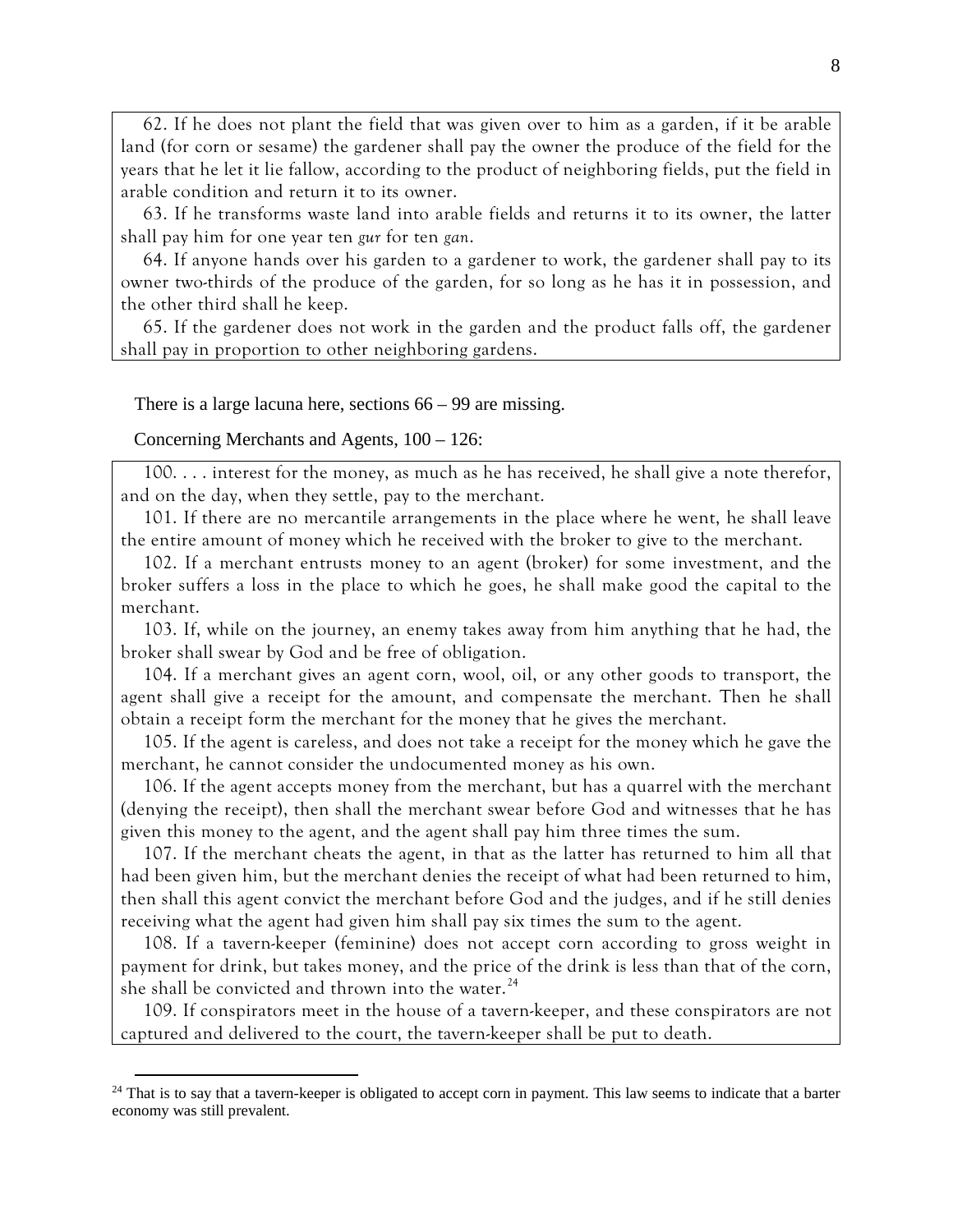62. If he does not plant the field that was given over to him as a garden, if it be arable land (for corn or sesame) the gardener shall pay the owner the produce of the field for the years that he let it lie fallow, according to the product of neighboring fields, put the field in arable condition and return it to its owner.

63. If he transforms waste land into arable fields and returns it to its owner, the latter shall pay him for one year ten *gur* for ten *gan*.

64. If anyone hands over his garden to a gardener to work, the gardener shall pay to its owner two-thirds of the produce of the garden, for so long as he has it in possession, and the other third shall he keep.

65. If the gardener does not work in the garden and the product falls off, the gardener shall pay in proportion to other neighboring gardens.

There is a large lacuna here, sections 66 – 99 are missing.

Concerning Merchants and Agents, 100 – 126:

100. . . . interest for the money, as much as he has received, he shall give a note therefor, and on the day, when they settle, pay to the merchant.

101. If there are no mercantile arrangements in the place where he went, he shall leave the entire amount of money which he received with the broker to give to the merchant.

102. If a merchant entrusts money to an agent (broker) for some investment, and the broker suffers a loss in the place to which he goes, he shall make good the capital to the merchant.

103. If, while on the journey, an enemy takes away from him anything that he had, the broker shall swear by God and be free of obligation.

104. If a merchant gives an agent corn, wool, oil, or any other goods to transport, the agent shall give a receipt for the amount, and compensate the merchant. Then he shall obtain a receipt form the merchant for the money that he gives the merchant.

105. If the agent is careless, and does not take a receipt for the money which he gave the merchant, he cannot consider the undocumented money as his own.

106. If the agent accepts money from the merchant, but has a quarrel with the merchant (denying the receipt), then shall the merchant swear before God and witnesses that he has given this money to the agent, and the agent shall pay him three times the sum.

107. If the merchant cheats the agent, in that as the latter has returned to him all that had been given him, but the merchant denies the receipt of what had been returned to him, then shall this agent convict the merchant before God and the judges, and if he still denies receiving what the agent had given him shall pay six times the sum to the agent.

108. If a tavern-keeper (feminine) does not accept corn according to gross weight in payment for drink, but takes money, and the price of the drink is less than that of the corn, she shall be convicted and thrown into the water.[24]

109. If conspirators meet in the house of a tavern-keeper, and these conspirators are not captured and delivered to the court, the tavern-keeper shall be put to death.

[24] That is to say that a tavern-keeper is obligated to accept corn in payment. This law seems to indicate that a barter economy was still prevalent.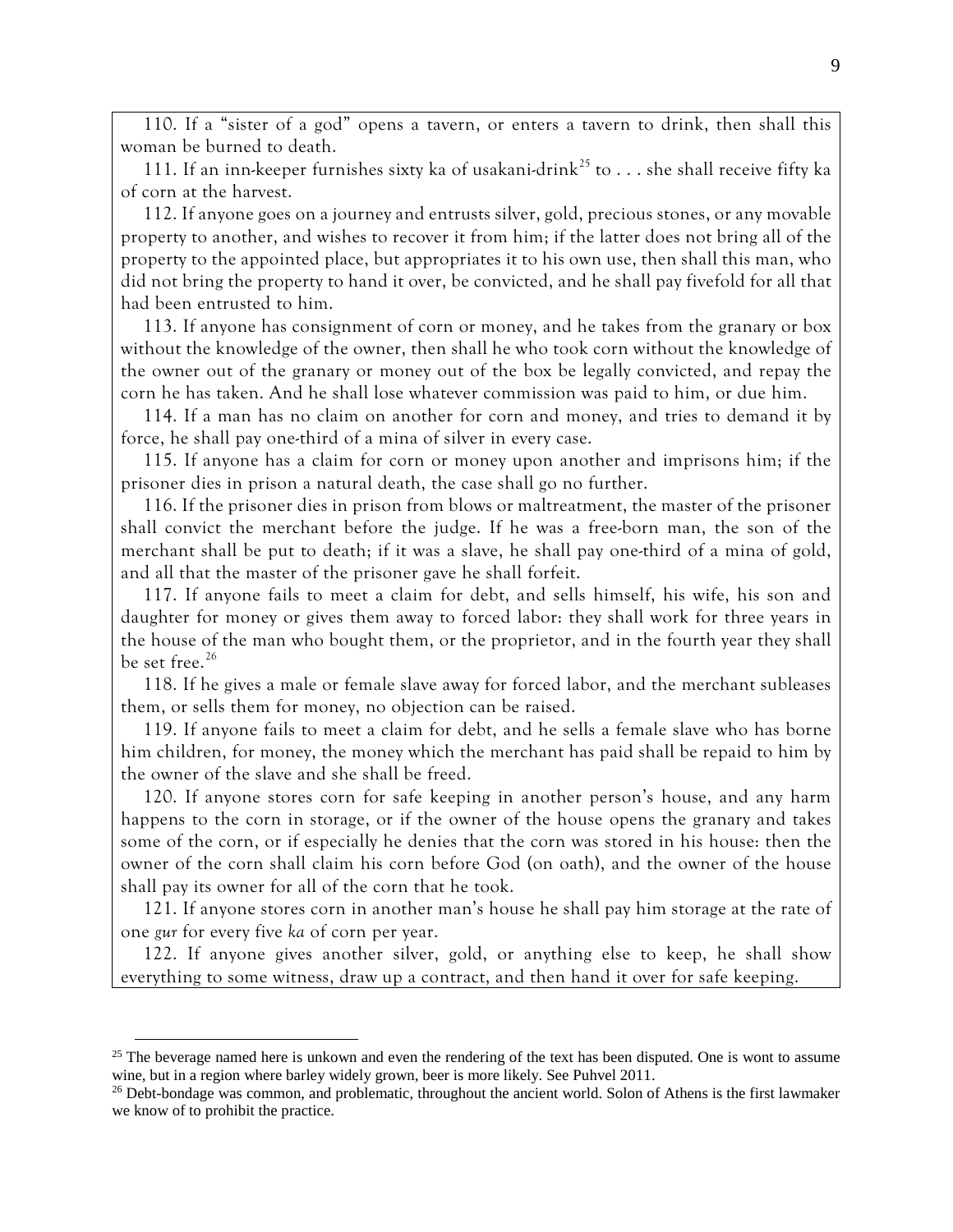110. If a "sister of a god" opens a tavern, or enters a tavern to drink, then shall this woman be burned to death.

111. If an inn-keeper furnishes sixty ka of usakani-drink[25] to . . . she shall receive fifty ka of corn at the harvest.

112. If anyone goes on a journey and entrusts silver, gold, precious stones, or any movable property to another, and wishes to recover it from him; if the latter does not bring all of the property to the appointed place, but appropriates it to his own use, then shall this man, who did not bring the property to hand it over, be convicted, and he shall pay fivefold for all that had been entrusted to him.

113. If anyone has consignment of corn or money, and he takes from the granary or box without the knowledge of the owner, then shall he who took corn without the knowledge of the owner out of the granary or money out of the box be legally convicted, and repay the corn he has taken. And he shall lose whatever commission was paid to him, or due him.

114. If a man has no claim on another for corn and money, and tries to demand it by force, he shall pay one-third of a mina of silver in every case.

115. If anyone has a claim for corn or money upon another and imprisons him; if the prisoner dies in prison a natural death, the case shall go no further.

116. If the prisoner dies in prison from blows or maltreatment, the master of the prisoner shall convict the merchant before the judge. If he was a free-born man, the son of the merchant shall be put to death; if it was a slave, he shall pay one-third of a mina of gold, and all that the master of the prisoner gave he shall forfeit.

117. If anyone fails to meet a claim for debt, and sells himself, his wife, his son and daughter for money or gives them away to forced labor: they shall work for three years in the house of the man who bought them, or the proprietor, and in the fourth year they shall be set free.[26]

118. If he gives a male or female slave away for forced labor, and the merchant subleases them, or sells them for money, no objection can be raised.

119. If anyone fails to meet a claim for debt, and he sells a female slave who has borne him children, for money, the money which the merchant has paid shall be repaid to him by the owner of the slave and she shall be freed.

120. If anyone stores corn for safe keeping in another person's house, and any harm happens to the corn in storage, or if the owner of the house opens the granary and takes some of the corn, or if especially he denies that the corn was stored in his house: then the owner of the corn shall claim his corn before God (on oath), and the owner of the house shall pay its owner for all of the corn that he took.

121. If anyone stores corn in another man's house he shall pay him storage at the rate of one *gur* for every five *ka* of corn per year.

122. If anyone gives another silver, gold, or anything else to keep, he shall show everything to some witness, draw up a contract, and then hand it over for safe keeping.

---

[25] The beverage named here is unkown and even the rendering of the text has been disputed. One is wont to assume wine, but in a region where barley widely grown, beer is more likely. See Puhvel 2011.

[26] Debt-bondage was common, and problematic, throughout the ancient world. Solon of Athens is the first lawmaker we know of to prohibit the practice.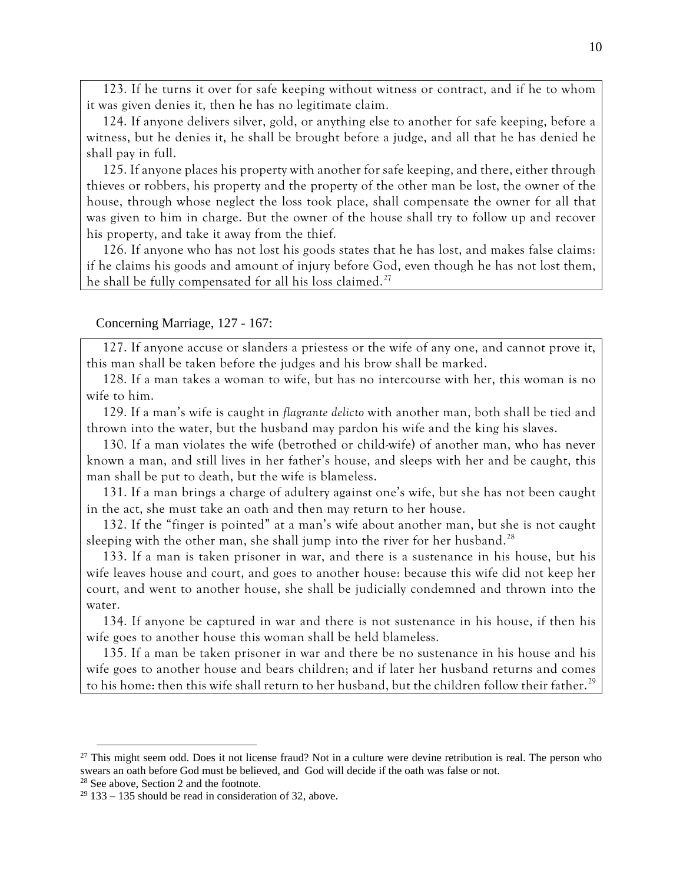123. If he turns it over for safe keeping without witness or contract, and if he to whom it was given denies it, then he has no legitimate claim.

124. If anyone delivers silver, gold, or anything else to another for safe keeping, before a witness, but he denies it, he shall be brought before a judge, and all that he has denied he shall pay in full.

125. If anyone places his property with another for safe keeping, and there, either through thieves or robbers, his property and the property of the other man be lost, the owner of the house, through whose neglect the loss took place, shall compensate the owner for all that was given to him in charge. But the owner of the house shall try to follow up and recover his property, and take it away from the thief.

126. If anyone who has not lost his goods states that he has lost, and makes false claims: if he claims his goods and amount of injury before God, even though he has not lost them, he shall be fully compensated for all his loss claimed.[27]

Concerning Marriage, 127 - 167:

127. If anyone accuse or slanders a priestess or the wife of any one, and cannot prove it, this man shall be taken before the judges and his brow shall be marked.

128. If a man takes a woman to wife, but has no intercourse with her, this woman is no wife to him.

129. If a man's wife is caught in *flagrante delicto* with another man, both shall be tied and thrown into the water, but the husband may pardon his wife and the king his slaves.

130. If a man violates the wife (betrothed or child-wife) of another man, who has never known a man, and still lives in her father's house, and sleeps with her and be caught, this man shall be put to death, but the wife is blameless.

131. If a man brings a charge of adultery against one's wife, but she has not been caught in the act, she must take an oath and then may return to her house.

132. If the "finger is pointed" at a man's wife about another man, but she is not caught sleeping with the other man, she shall jump into the river for her husband.[28]

133. If a man is taken prisoner in war, and there is a sustenance in his house, but his wife leaves house and court, and goes to another house: because this wife did not keep her court, and went to another house, she shall be judicially condemned and thrown into the water.

134. If anyone be captured in war and there is not sustenance in his house, if then his wife goes to another house this woman shall be held blameless.

135. If a man be taken prisoner in war and there be no sustenance in his house and his wife goes to another house and bears children; and if later her husband returns and comes to his home: then this wife shall return to her husband, but the children follow their father.[29]

---

[27] This might seem odd. Does it not license fraud? Not in a culture were devine retribution is real. The person who swears an oath before God must be believed, and God will decide if the oath was false or not.

[28] See above, Section 2 and the footnote.

[29] 133 – 135 should be read in consideration of 32, above.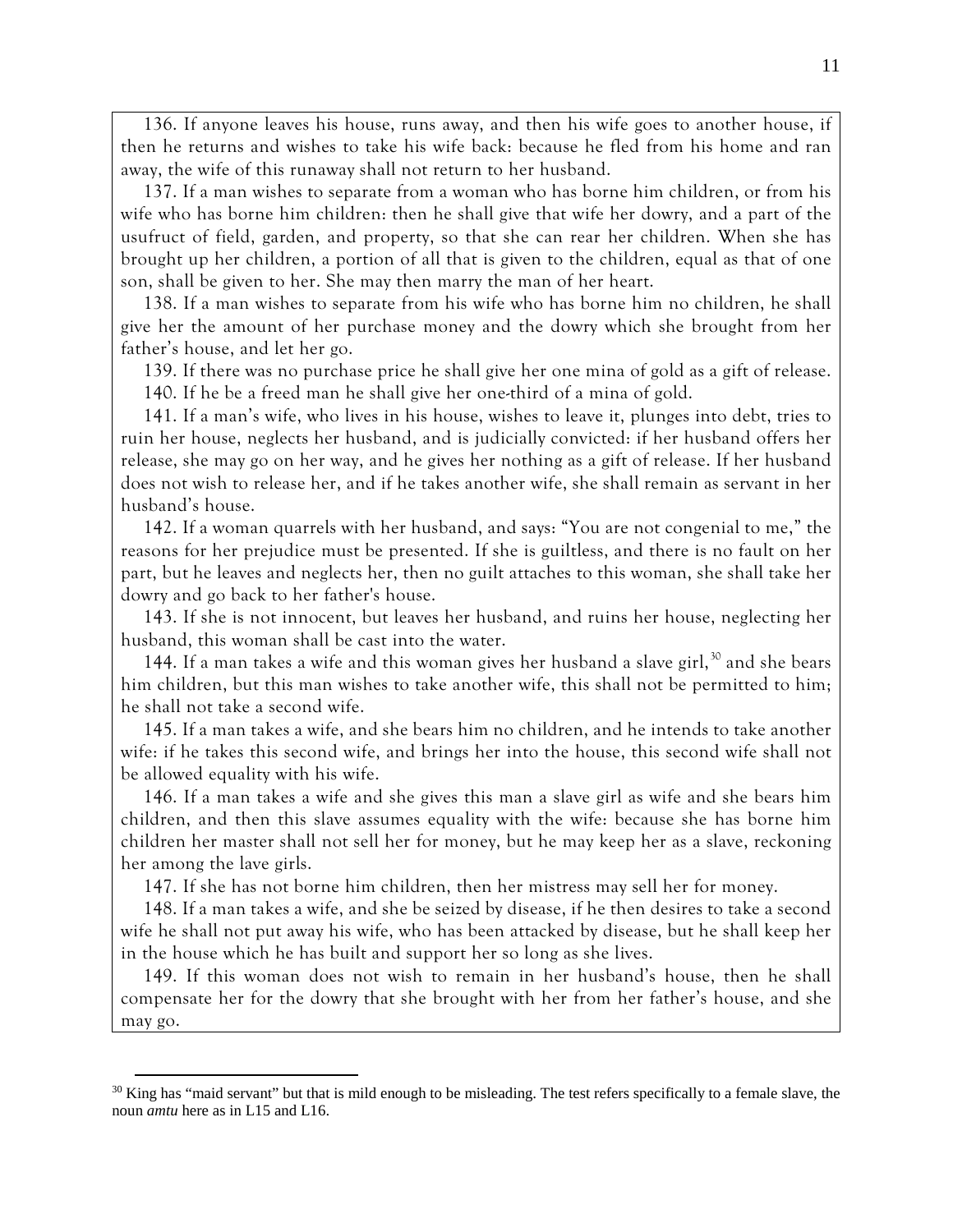136. If anyone leaves his house, runs away, and then his wife goes to another house, if then he returns and wishes to take his wife back: because he fled from his home and ran away, the wife of this runaway shall not return to her husband.

137. If a man wishes to separate from a woman who has borne him children, or from his wife who has borne him children: then he shall give that wife her dowry, and a part of the usufruct of field, garden, and property, so that she can rear her children. When she has brought up her children, a portion of all that is given to the children, equal as that of one son, shall be given to her. She may then marry the man of her heart.

138. If a man wishes to separate from his wife who has borne him no children, he shall give her the amount of her purchase money and the dowry which she brought from her father's house, and let her go.

139. If there was no purchase price he shall give her one mina of gold as a gift of release.

140. If he be a freed man he shall give her one-third of a mina of gold.

141. If a man's wife, who lives in his house, wishes to leave it, plunges into debt, tries to ruin her house, neglects her husband, and is judicially convicted: if her husband offers her release, she may go on her way, and he gives her nothing as a gift of release. If her husband does not wish to release her, and if he takes another wife, she shall remain as servant in her husband's house.

142. If a woman quarrels with her husband, and says: "You are not congenial to me," the reasons for her prejudice must be presented. If she is guiltless, and there is no fault on her part, but he leaves and neglects her, then no guilt attaches to this woman, she shall take her dowry and go back to her father's house.

143. If she is not innocent, but leaves her husband, and ruins her house, neglecting her husband, this woman shall be cast into the water.

144. If a man takes a wife and this woman gives her husband a slave girl,[30] and she bears him children, but this man wishes to take another wife, this shall not be permitted to him; he shall not take a second wife.

145. If a man takes a wife, and she bears him no children, and he intends to take another wife: if he takes this second wife, and brings her into the house, this second wife shall not be allowed equality with his wife.

146. If a man takes a wife and she gives this man a slave girl as wife and she bears him children, and then this slave assumes equality with the wife: because she has borne him children her master shall not sell her for money, but he may keep her as a slave, reckoning her among the lave girls.

147. If she has not borne him children, then her mistress may sell her for money.

148. If a man takes a wife, and she be seized by disease, if he then desires to take a second wife he shall not put away his wife, who has been attacked by disease, but he shall keep her in the house which he has built and support her so long as she lives.

149. If this woman does not wish to remain in her husband's house, then he shall compensate her for the dowry that she brought with her from her father's house, and she may go.

---

[30] King has "maid servant" but that is mild enough to be misleading. The test refers specifically to a female slave, the noun *amtu* here as in L15 and L16.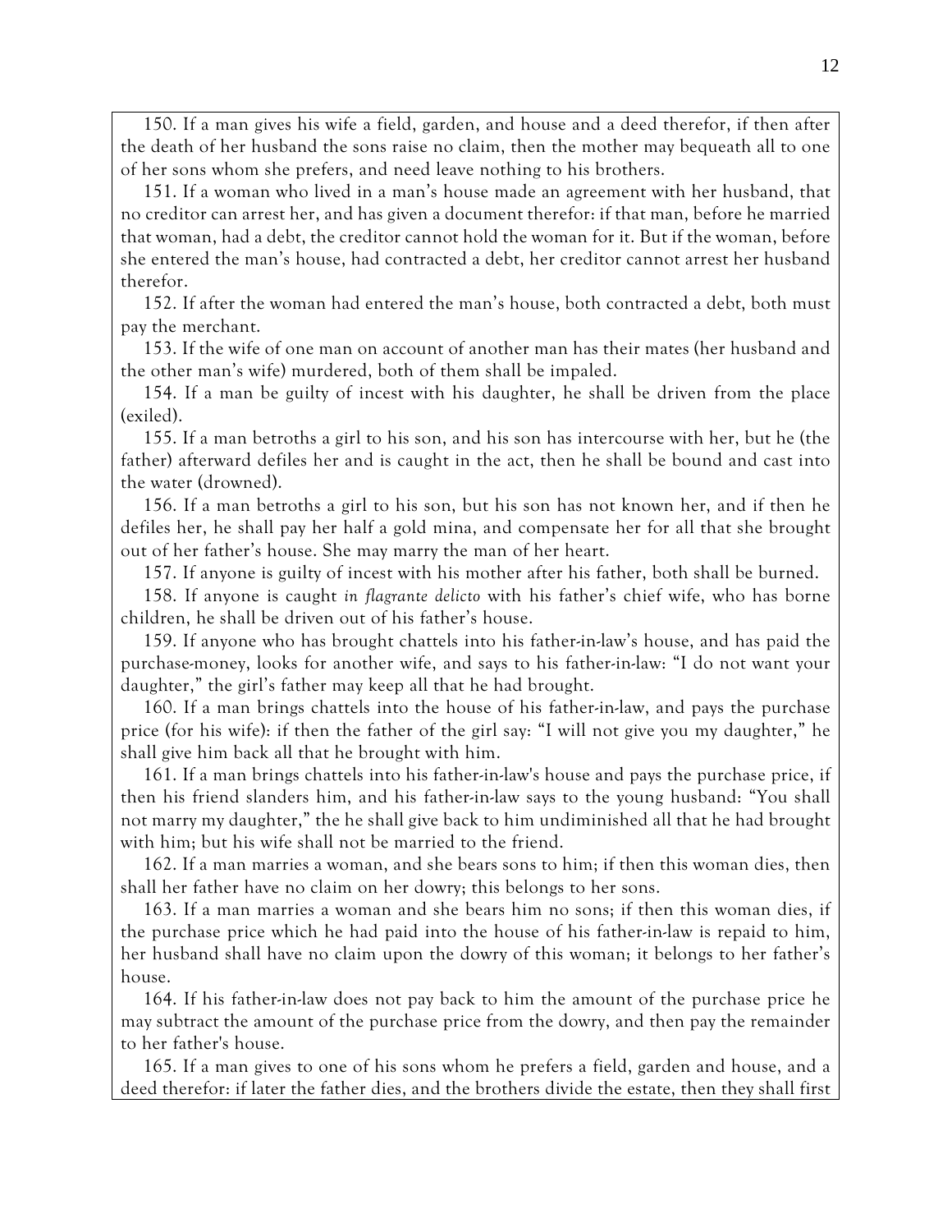150. If a man gives his wife a field, garden, and house and a deed therefor, if then after the death of her husband the sons raise no claim, then the mother may bequeath all to one of her sons whom she prefers, and need leave nothing to his brothers.

151. If a woman who lived in a man's house made an agreement with her husband, that no creditor can arrest her, and has given a document therefor: if that man, before he married that woman, had a debt, the creditor cannot hold the woman for it. But if the woman, before she entered the man's house, had contracted a debt, her creditor cannot arrest her husband therefor.

152. If after the woman had entered the man's house, both contracted a debt, both must pay the merchant.

153. If the wife of one man on account of another man has their mates (her husband and the other man's wife) murdered, both of them shall be impaled.

154. If a man be guilty of incest with his daughter, he shall be driven from the place (exiled).

155. If a man betroths a girl to his son, and his son has intercourse with her, but he (the father) afterward defiles her and is caught in the act, then he shall be bound and cast into the water (drowned).

156. If a man betroths a girl to his son, but his son has not known her, and if then he defiles her, he shall pay her half a gold mina, and compensate her for all that she brought out of her father's house. She may marry the man of her heart.

157. If anyone is guilty of incest with his mother after his father, both shall be burned.

158. If anyone is caught *in flagrante delicto* with his father's chief wife, who has borne children, he shall be driven out of his father's house.

159. If anyone who has brought chattels into his father-in-law's house, and has paid the purchase-money, looks for another wife, and says to his father-in-law: "I do not want your daughter," the girl's father may keep all that he had brought.

160. If a man brings chattels into the house of his father-in-law, and pays the purchase price (for his wife): if then the father of the girl say: "I will not give you my daughter," he shall give him back all that he brought with him.

161. If a man brings chattels into his father-in-law's house and pays the purchase price, if then his friend slanders him, and his father-in-law says to the young husband: "You shall not marry my daughter," the he shall give back to him undiminished all that he had brought with him; but his wife shall not be married to the friend.

162. If a man marries a woman, and she bears sons to him; if then this woman dies, then shall her father have no claim on her dowry; this belongs to her sons.

163. If a man marries a woman and she bears him no sons; if then this woman dies, if the purchase price which he had paid into the house of his father-in-law is repaid to him, her husband shall have no claim upon the dowry of this woman; it belongs to her father's house.

164. If his father-in-law does not pay back to him the amount of the purchase price he may subtract the amount of the purchase price from the dowry, and then pay the remainder to her father's house.

165. If a man gives to one of his sons whom he prefers a field, garden and house, and a deed therefor: if later the father dies, and the brothers divide the estate, then they shall first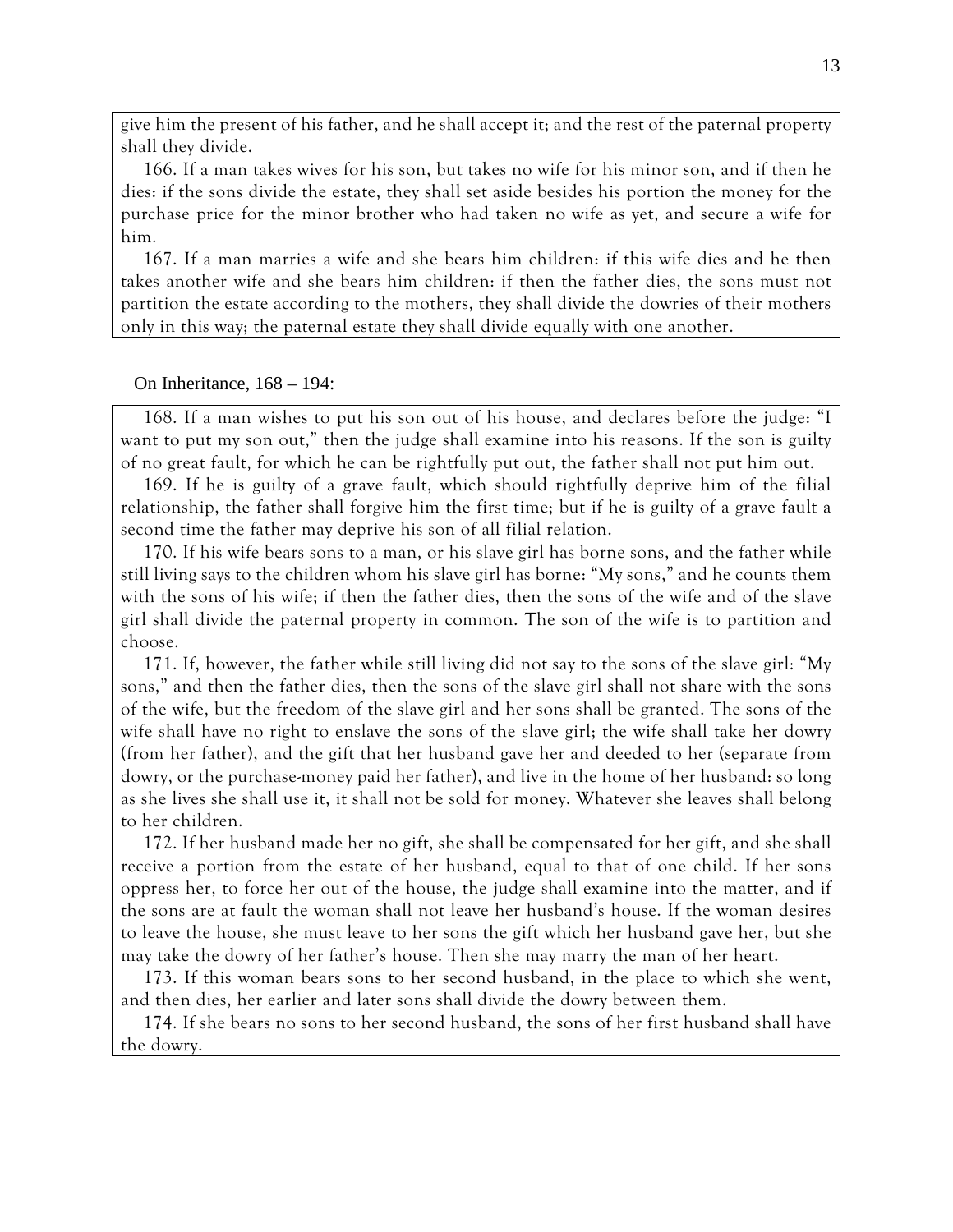give him the present of his father, and he shall accept it; and the rest of the paternal property shall they divide.

166. If a man takes wives for his son, but takes no wife for his minor son, and if then he dies: if the sons divide the estate, they shall set aside besides his portion the money for the purchase price for the minor brother who had taken no wife as yet, and secure a wife for him.

167. If a man marries a wife and she bears him children: if this wife dies and he then takes another wife and she bears him children: if then the father dies, the sons must not partition the estate according to the mothers, they shall divide the dowries of their mothers only in this way; the paternal estate they shall divide equally with one another.

On Inheritance, 168 – 194:

168. If a man wishes to put his son out of his house, and declares before the judge: "I want to put my son out," then the judge shall examine into his reasons. If the son is guilty of no great fault, for which he can be rightfully put out, the father shall not put him out.

169. If he is guilty of a grave fault, which should rightfully deprive him of the filial relationship, the father shall forgive him the first time; but if he is guilty of a grave fault a second time the father may deprive his son of all filial relation.

170. If his wife bears sons to a man, or his slave girl has borne sons, and the father while still living says to the children whom his slave girl has borne: "My sons," and he counts them with the sons of his wife; if then the father dies, then the sons of the wife and of the slave girl shall divide the paternal property in common. The son of the wife is to partition and choose.

171. If, however, the father while still living did not say to the sons of the slave girl: "My sons," and then the father dies, then the sons of the slave girl shall not share with the sons of the wife, but the freedom of the slave girl and her sons shall be granted. The sons of the wife shall have no right to enslave the sons of the slave girl; the wife shall take her dowry (from her father), and the gift that her husband gave her and deeded to her (separate from dowry, or the purchase-money paid her father), and live in the home of her husband: so long as she lives she shall use it, it shall not be sold for money. Whatever she leaves shall belong to her children.

172. If her husband made her no gift, she shall be compensated for her gift, and she shall receive a portion from the estate of her husband, equal to that of one child. If her sons oppress her, to force her out of the house, the judge shall examine into the matter, and if the sons are at fault the woman shall not leave her husband's house. If the woman desires to leave the house, she must leave to her sons the gift which her husband gave her, but she may take the dowry of her father's house. Then she may marry the man of her heart.

173. If this woman bears sons to her second husband, in the place to which she went, and then dies, her earlier and later sons shall divide the dowry between them.

174. If she bears no sons to her second husband, the sons of her first husband shall have the dowry.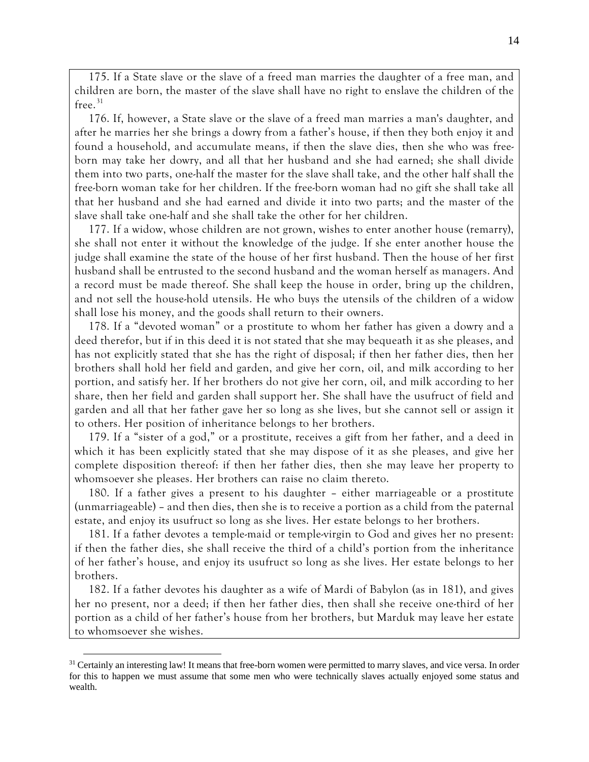175. If a State slave or the slave of a freed man marries the daughter of a free man, and children are born, the master of the slave shall have no right to enslave the children of the free.[31]

176. If, however, a State slave or the slave of a freed man marries a man's daughter, and after he marries her she brings a dowry from a father's house, if then they both enjoy it and found a household, and accumulate means, if then the slave dies, then she who was free-born may take her dowry, and all that her husband and she had earned; she shall divide them into two parts, one-half the master for the slave shall take, and the other half shall the free-born woman take for her children. If the free-born woman had no gift she shall take all that her husband and she had earned and divide it into two parts; and the master of the slave shall take one-half and she shall take the other for her children.

177. If a widow, whose children are not grown, wishes to enter another house (remarry), she shall not enter it without the knowledge of the judge. If she enter another house the judge shall examine the state of the house of her first husband. Then the house of her first husband shall be entrusted to the second husband and the woman herself as managers. And a record must be made thereof. She shall keep the house in order, bring up the children, and not sell the house-hold utensils. He who buys the utensils of the children of a widow shall lose his money, and the goods shall return to their owners.

178. If a "devoted woman" or a prostitute to whom her father has given a dowry and a deed therefor, but if in this deed it is not stated that she may bequeath it as she pleases, and has not explicitly stated that she has the right of disposal; if then her father dies, then her brothers shall hold her field and garden, and give her corn, oil, and milk according to her portion, and satisfy her. If her brothers do not give her corn, oil, and milk according to her share, then her field and garden shall support her. She shall have the usufruct of field and garden and all that her father gave her so long as she lives, but she cannot sell or assign it to others. Her position of inheritance belongs to her brothers.

179. If a "sister of a god," or a prostitute, receives a gift from her father, and a deed in which it has been explicitly stated that she may dispose of it as she pleases, and give her complete disposition thereof: if then her father dies, then she may leave her property to whomsoever she pleases. Her brothers can raise no claim thereto.

180. If a father gives a present to his daughter – either marriageable or a prostitute (unmarriageable) – and then dies, then she is to receive a portion as a child from the paternal estate, and enjoy its usufruct so long as she lives. Her estate belongs to her brothers.

181. If a father devotes a temple-maid or temple-virgin to God and gives her no present: if then the father dies, she shall receive the third of a child's portion from the inheritance of her father's house, and enjoy its usufruct so long as she lives. Her estate belongs to her brothers.

182. If a father devotes his daughter as a wife of Mardi of Babylon (as in 181), and gives her no present, nor a deed; if then her father dies, then shall she receive one-third of her portion as a child of her father's house from her brothers, but Marduk may leave her estate to whomsoever she wishes.

---

[31] Certainly an interesting law! It means that free-born women were permitted to marry slaves, and vice versa. In order for this to happen we must assume that some men who were technically slaves actually enjoyed some status and wealth.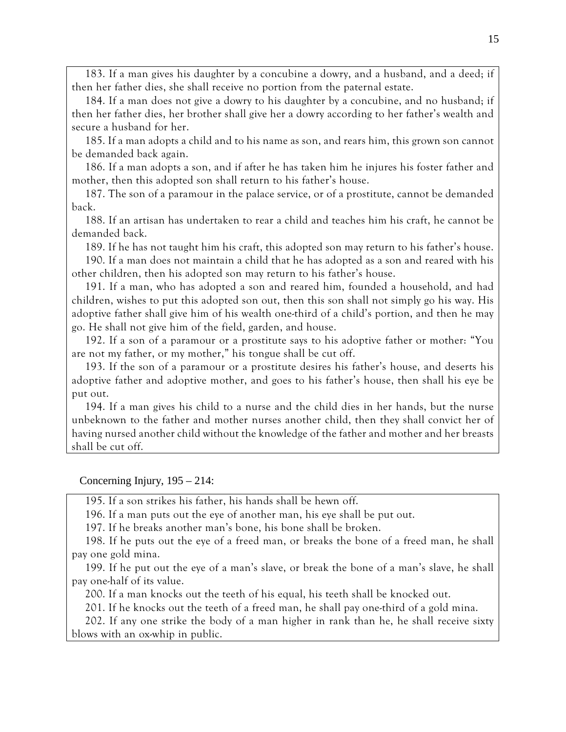183. If a man gives his daughter by a concubine a dowry, and a husband, and a deed; if then her father dies, she shall receive no portion from the paternal estate.

184. If a man does not give a dowry to his daughter by a concubine, and no husband; if then her father dies, her brother shall give her a dowry according to her father's wealth and secure a husband for her.

185. If a man adopts a child and to his name as son, and rears him, this grown son cannot be demanded back again.

186. If a man adopts a son, and if after he has taken him he injures his foster father and mother, then this adopted son shall return to his father's house.

187. The son of a paramour in the palace service, or of a prostitute, cannot be demanded back.

188. If an artisan has undertaken to rear a child and teaches him his craft, he cannot be demanded back.

189. If he has not taught him his craft, this adopted son may return to his father's house.

190. If a man does not maintain a child that he has adopted as a son and reared with his other children, then his adopted son may return to his father's house.

191. If a man, who has adopted a son and reared him, founded a household, and had children, wishes to put this adopted son out, then this son shall not simply go his way. His adoptive father shall give him of his wealth one-third of a child's portion, and then he may go. He shall not give him of the field, garden, and house.

192. If a son of a paramour or a prostitute says to his adoptive father or mother: "You are not my father, or my mother," his tongue shall be cut off.

193. If the son of a paramour or a prostitute desires his father's house, and deserts his adoptive father and adoptive mother, and goes to his father's house, then shall his eye be put out.

194. If a man gives his child to a nurse and the child dies in her hands, but the nurse unbeknown to the father and mother nurses another child, then they shall convict her of having nursed another child without the knowledge of the father and mother and her breasts shall be cut off.

Concerning Injury, 195 – 214:

195. If a son strikes his father, his hands shall be hewn off.

196. If a man puts out the eye of another man, his eye shall be put out.

197. If he breaks another man's bone, his bone shall be broken.

198. If he puts out the eye of a freed man, or breaks the bone of a freed man, he shall pay one gold mina.

199. If he put out the eye of a man's slave, or break the bone of a man's slave, he shall pay one-half of its value.

200. If a man knocks out the teeth of his equal, his teeth shall be knocked out.

201. If he knocks out the teeth of a freed man, he shall pay one-third of a gold mina.

202. If any one strike the body of a man higher in rank than he, he shall receive sixty blows with an ox-whip in public.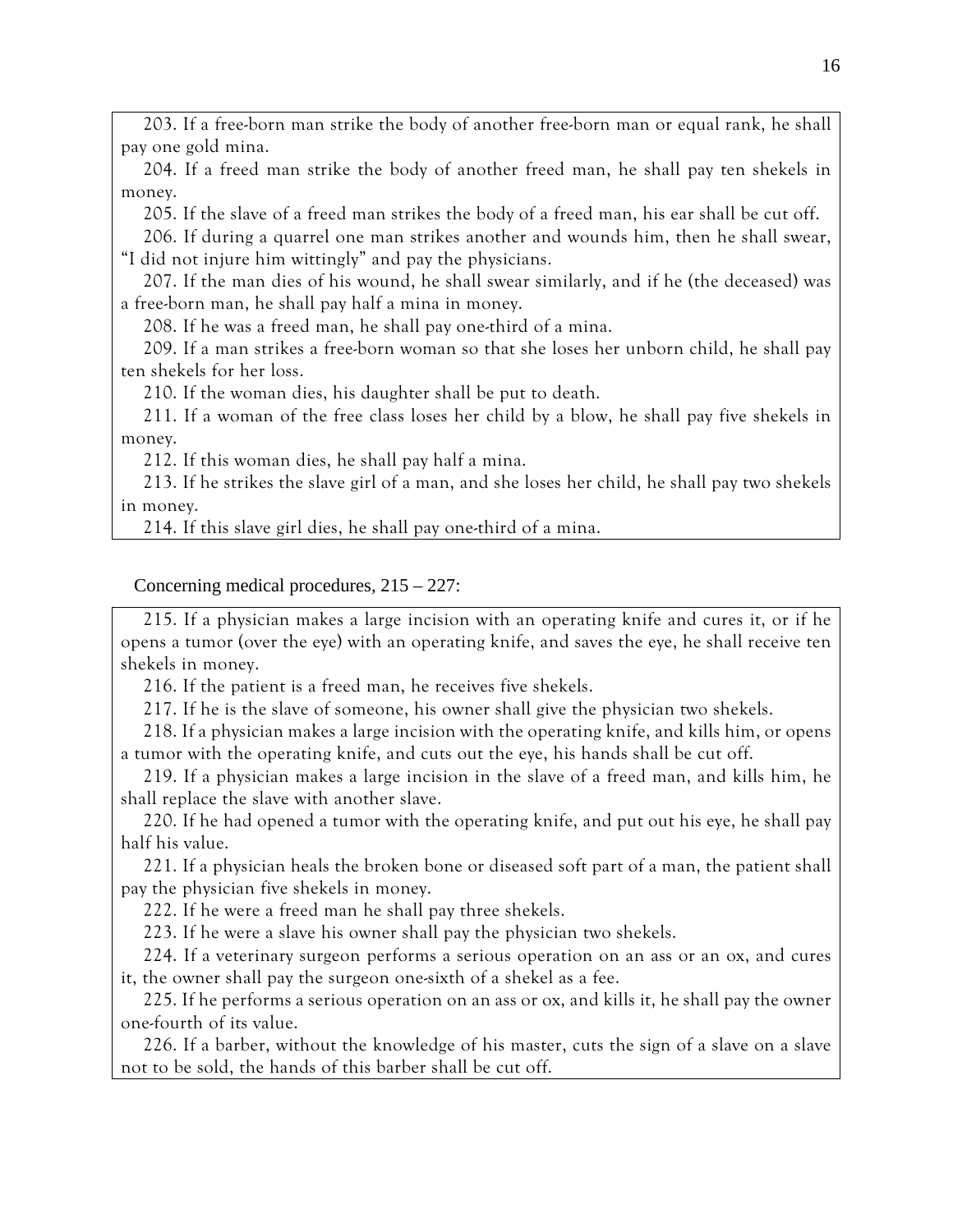203. If a free-born man strike the body of another free-born man or equal rank, he shall pay one gold mina.

204. If a freed man strike the body of another freed man, he shall pay ten shekels in money.

205. If the slave of a freed man strikes the body of a freed man, his ear shall be cut off.

206. If during a quarrel one man strikes another and wounds him, then he shall swear, "I did not injure him wittingly" and pay the physicians.

207. If the man dies of his wound, he shall swear similarly, and if he (the deceased) was a free-born man, he shall pay half a mina in money.

208. If he was a freed man, he shall pay one-third of a mina.

209. If a man strikes a free-born woman so that she loses her unborn child, he shall pay ten shekels for her loss.

210. If the woman dies, his daughter shall be put to death.

211. If a woman of the free class loses her child by a blow, he shall pay five shekels in money.

212. If this woman dies, he shall pay half a mina.

213. If he strikes the slave girl of a man, and she loses her child, he shall pay two shekels in money.

214. If this slave girl dies, he shall pay one-third of a mina.

Concerning medical procedures, 215 – 227:

215. If a physician makes a large incision with an operating knife and cures it, or if he opens a tumor (over the eye) with an operating knife, and saves the eye, he shall receive ten shekels in money.

216. If the patient is a freed man, he receives five shekels.

217. If he is the slave of someone, his owner shall give the physician two shekels.

218. If a physician makes a large incision with the operating knife, and kills him, or opens a tumor with the operating knife, and cuts out the eye, his hands shall be cut off.

219. If a physician makes a large incision in the slave of a freed man, and kills him, he shall replace the slave with another slave.

220. If he had opened a tumor with the operating knife, and put out his eye, he shall pay half his value.

221. If a physician heals the broken bone or diseased soft part of a man, the patient shall pay the physician five shekels in money.

222. If he were a freed man he shall pay three shekels.

223. If he were a slave his owner shall pay the physician two shekels.

224. If a veterinary surgeon performs a serious operation on an ass or an ox, and cures it, the owner shall pay the surgeon one-sixth of a shekel as a fee.

225. If he performs a serious operation on an ass or ox, and kills it, he shall pay the owner one-fourth of its value.

226. If a barber, without the knowledge of his master, cuts the sign of a slave on a slave not to be sold, the hands of this barber shall be cut off.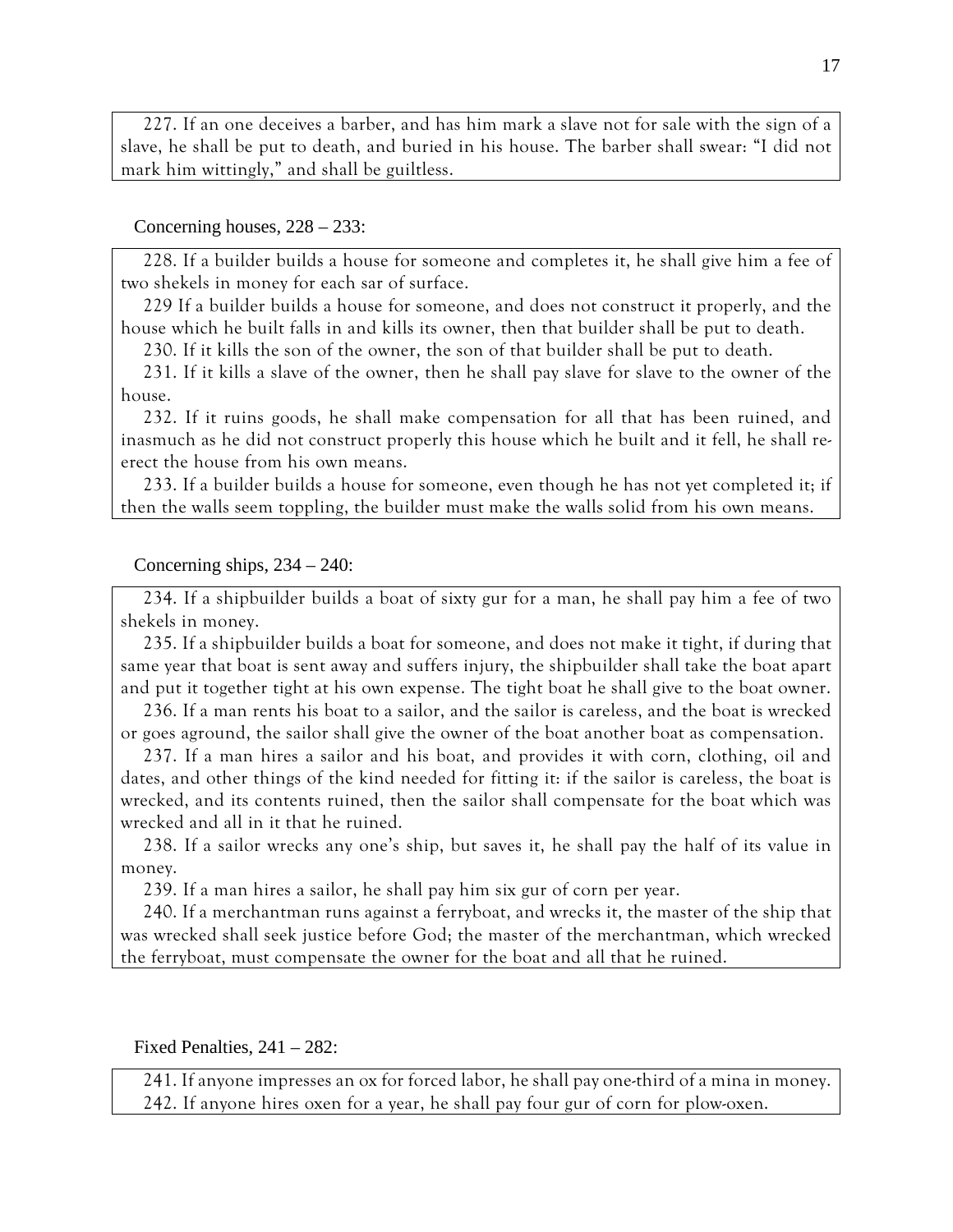227. If an one deceives a barber, and has him mark a slave not for sale with the sign of a slave, he shall be put to death, and buried in his house. The barber shall swear: "I did not mark him wittingly," and shall be guiltless.

Concerning houses, 228 – 233:

228. If a builder builds a house for someone and completes it, he shall give him a fee of two shekels in money for each sar of surface.

229 If a builder builds a house for someone, and does not construct it properly, and the house which he built falls in and kills its owner, then that builder shall be put to death.

230. If it kills the son of the owner, the son of that builder shall be put to death.

231. If it kills a slave of the owner, then he shall pay slave for slave to the owner of the house.

232. If it ruins goods, he shall make compensation for all that has been ruined, and inasmuch as he did not construct properly this house which he built and it fell, he shall re-erect the house from his own means.

233. If a builder builds a house for someone, even though he has not yet completed it; if then the walls seem toppling, the builder must make the walls solid from his own means.

Concerning ships, 234 – 240:

234. If a shipbuilder builds a boat of sixty gur for a man, he shall pay him a fee of two shekels in money.

235. If a shipbuilder builds a boat for someone, and does not make it tight, if during that same year that boat is sent away and suffers injury, the shipbuilder shall take the boat apart and put it together tight at his own expense. The tight boat he shall give to the boat owner.

236. If a man rents his boat to a sailor, and the sailor is careless, and the boat is wrecked or goes aground, the sailor shall give the owner of the boat another boat as compensation.

237. If a man hires a sailor and his boat, and provides it with corn, clothing, oil and dates, and other things of the kind needed for fitting it: if the sailor is careless, the boat is wrecked, and its contents ruined, then the sailor shall compensate for the boat which was wrecked and all in it that he ruined.

238. If a sailor wrecks any one's ship, but saves it, he shall pay the half of its value in money.

239. If a man hires a sailor, he shall pay him six gur of corn per year.

240. If a merchantman runs against a ferryboat, and wrecks it, the master of the ship that was wrecked shall seek justice before God; the master of the merchantman, which wrecked the ferryboat, must compensate the owner for the boat and all that he ruined.

Fixed Penalties, 241 – 282:

241. If anyone impresses an ox for forced labor, he shall pay one-third of a mina in money.

242. If anyone hires oxen for a year, he shall pay four gur of corn for plow-oxen.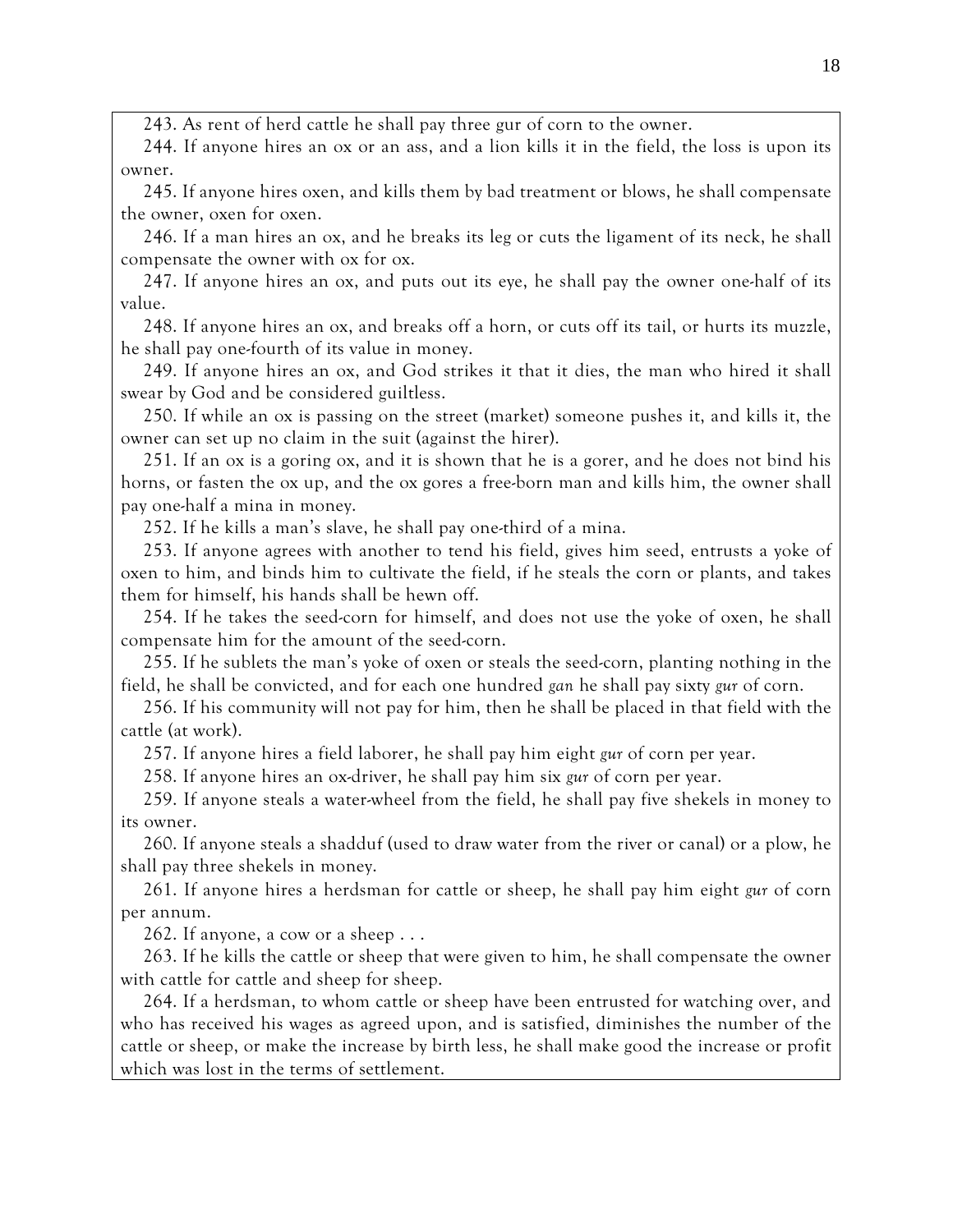243. As rent of herd cattle he shall pay three gur of corn to the owner.

244. If anyone hires an ox or an ass, and a lion kills it in the field, the loss is upon its owner.

245. If anyone hires oxen, and kills them by bad treatment or blows, he shall compensate the owner, oxen for oxen.

246. If a man hires an ox, and he breaks its leg or cuts the ligament of its neck, he shall compensate the owner with ox for ox.

247. If anyone hires an ox, and puts out its eye, he shall pay the owner one-half of its value.

248. If anyone hires an ox, and breaks off a horn, or cuts off its tail, or hurts its muzzle, he shall pay one-fourth of its value in money.

249. If anyone hires an ox, and God strikes it that it dies, the man who hired it shall swear by God and be considered guiltless.

250. If while an ox is passing on the street (market) someone pushes it, and kills it, the owner can set up no claim in the suit (against the hirer).

251. If an ox is a goring ox, and it is shown that he is a gorer, and he does not bind his horns, or fasten the ox up, and the ox gores a free-born man and kills him, the owner shall pay one-half a mina in money.

252. If he kills a man's slave, he shall pay one-third of a mina.

253. If anyone agrees with another to tend his field, gives him seed, entrusts a yoke of oxen to him, and binds him to cultivate the field, if he steals the corn or plants, and takes them for himself, his hands shall be hewn off.

254. If he takes the seed-corn for himself, and does not use the yoke of oxen, he shall compensate him for the amount of the seed-corn.

255. If he sublets the man's yoke of oxen or steals the seed-corn, planting nothing in the field, he shall be convicted, and for each one hundred *gan* he shall pay sixty *gur* of corn.

256. If his community will not pay for him, then he shall be placed in that field with the cattle (at work).

257. If anyone hires a field laborer, he shall pay him eight *gur* of corn per year.

258. If anyone hires an ox-driver, he shall pay him six *gur* of corn per year.

259. If anyone steals a water-wheel from the field, he shall pay five shekels in money to its owner.

260. If anyone steals a shadduf (used to draw water from the river or canal) or a plow, he shall pay three shekels in money.

261. If anyone hires a herdsman for cattle or sheep, he shall pay him eight *gur* of corn per annum.

262. If anyone, a cow or a sheep . . .

263. If he kills the cattle or sheep that were given to him, he shall compensate the owner with cattle for cattle and sheep for sheep.

264. If a herdsman, to whom cattle or sheep have been entrusted for watching over, and who has received his wages as agreed upon, and is satisfied, diminishes the number of the cattle or sheep, or make the increase by birth less, he shall make good the increase or profit which was lost in the terms of settlement.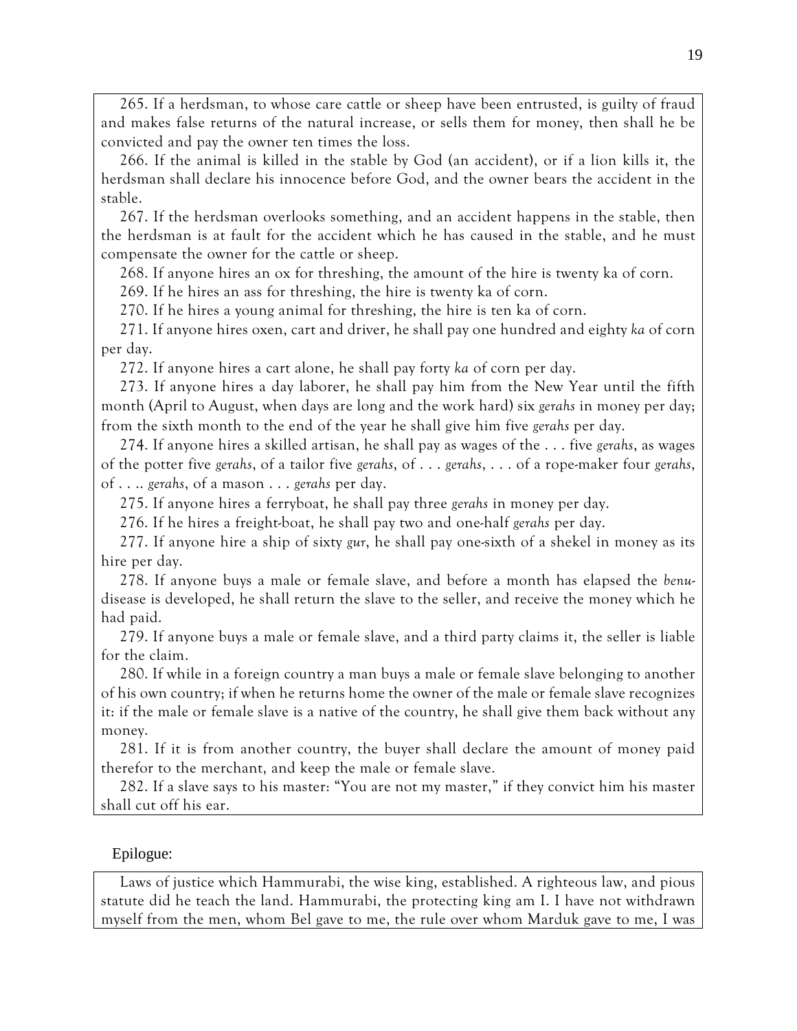265. If a herdsman, to whose care cattle or sheep have been entrusted, is guilty of fraud and makes false returns of the natural increase, or sells them for money, then shall he be convicted and pay the owner ten times the loss.

266. If the animal is killed in the stable by God (an accident), or if a lion kills it, the herdsman shall declare his innocence before God, and the owner bears the accident in the stable.

267. If the herdsman overlooks something, and an accident happens in the stable, then the herdsman is at fault for the accident which he has caused in the stable, and he must compensate the owner for the cattle or sheep.

268. If anyone hires an ox for threshing, the amount of the hire is twenty ka of corn.

269. If he hires an ass for threshing, the hire is twenty ka of corn.

270. If he hires a young animal for threshing, the hire is ten ka of corn.

271. If anyone hires oxen, cart and driver, he shall pay one hundred and eighty *ka* of corn per day.

272. If anyone hires a cart alone, he shall pay forty *ka* of corn per day.

273. If anyone hires a day laborer, he shall pay him from the New Year until the fifth month (April to August, when days are long and the work hard) six *gerahs* in money per day; from the sixth month to the end of the year he shall give him five *gerahs* per day.

274. If anyone hires a skilled artisan, he shall pay as wages of the . . . five *gerahs*, as wages of the potter five *gerahs*, of a tailor five *gerahs*, of . . . *gerahs*, . . . of a rope-maker four *gerahs*, of . . .. *gerahs*, of a mason . . . *gerahs* per day.

275. If anyone hires a ferryboat, he shall pay three *gerahs* in money per day.

276. If he hires a freight-boat, he shall pay two and one-half *gerahs* per day.

277. If anyone hire a ship of sixty *gur*, he shall pay one-sixth of a shekel in money as its hire per day.

278. If anyone buys a male or female slave, and before a month has elapsed the *benu*-disease is developed, he shall return the slave to the seller, and receive the money which he had paid.

279. If anyone buys a male or female slave, and a third party claims it, the seller is liable for the claim.

280. If while in a foreign country a man buys a male or female slave belonging to another of his own country; if when he returns home the owner of the male or female slave recognizes it: if the male or female slave is a native of the country, he shall give them back without any money.

281. If it is from another country, the buyer shall declare the amount of money paid therefor to the merchant, and keep the male or female slave.

282. If a slave says to his master: "You are not my master," if they convict him his master shall cut off his ear.

Epilogue:

Laws of justice which Hammurabi, the wise king, established. A righteous law, and pious statute did he teach the land. Hammurabi, the protecting king am I. I have not withdrawn myself from the men, whom Bel gave to me, the rule over whom Marduk gave to me, I was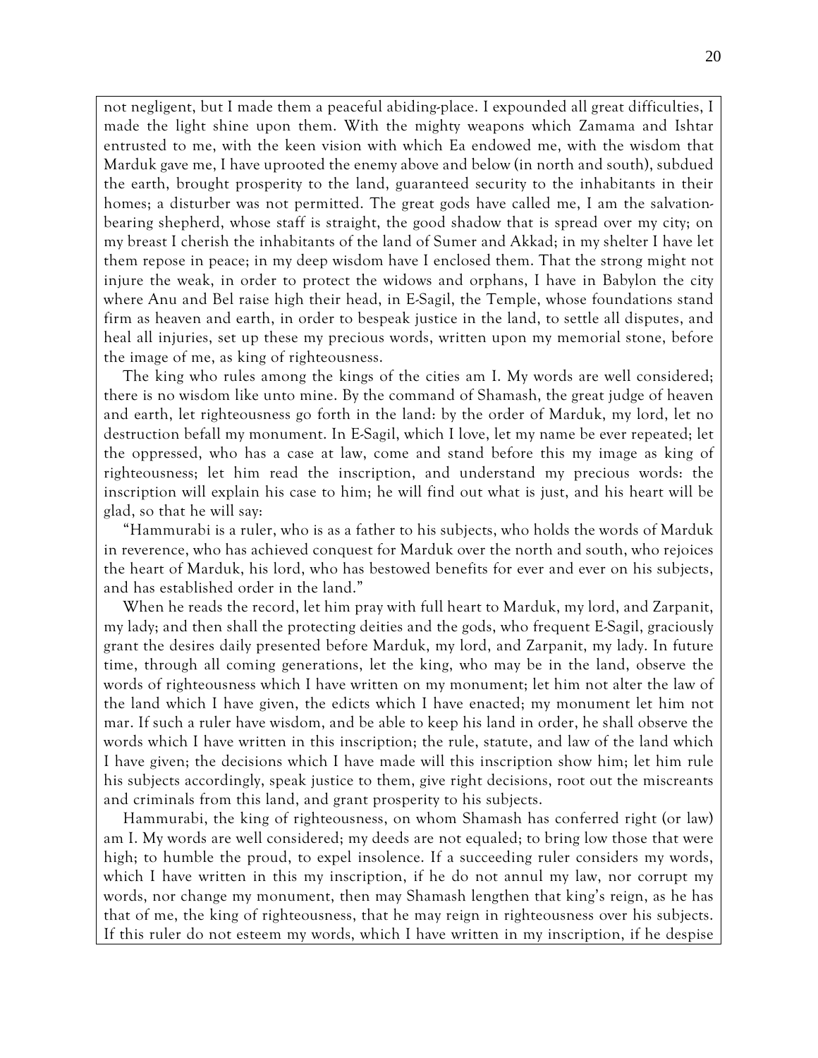not negligent, but I made them a peaceful abiding-place. I expounded all great difficulties, I made the light shine upon them. With the mighty weapons which Zamama and Ishtar entrusted to me, with the keen vision with which Ea endowed me, with the wisdom that Marduk gave me, I have uprooted the enemy above and below (in north and south), subdued the earth, brought prosperity to the land, guaranteed security to the inhabitants in their homes; a disturber was not permitted. The great gods have called me, I am the salvation-bearing shepherd, whose staff is straight, the good shadow that is spread over my city; on my breast I cherish the inhabitants of the land of Sumer and Akkad; in my shelter I have let them repose in peace; in my deep wisdom have I enclosed them. That the strong might not injure the weak, in order to protect the widows and orphans, I have in Babylon the city where Anu and Bel raise high their head, in E-Sagil, the Temple, whose foundations stand firm as heaven and earth, in order to bespeak justice in the land, to settle all disputes, and heal all injuries, set up these my precious words, written upon my memorial stone, before the image of me, as king of righteousness.

The king who rules among the kings of the cities am I. My words are well considered; there is no wisdom like unto mine. By the command of Shamash, the great judge of heaven and earth, let righteousness go forth in the land: by the order of Marduk, my lord, let no destruction befall my monument. In E-Sagil, which I love, let my name be ever repeated; let the oppressed, who has a case at law, come and stand before this my image as king of righteousness; let him read the inscription, and understand my precious words: the inscription will explain his case to him; he will find out what is just, and his heart will be glad, so that he will say:

"Hammurabi is a ruler, who is as a father to his subjects, who holds the words of Marduk in reverence, who has achieved conquest for Marduk over the north and south, who rejoices the heart of Marduk, his lord, who has bestowed benefits for ever and ever on his subjects, and has established order in the land."

When he reads the record, let him pray with full heart to Marduk, my lord, and Zarpanit, my lady; and then shall the protecting deities and the gods, who frequent E-Sagil, graciously grant the desires daily presented before Marduk, my lord, and Zarpanit, my lady. In future time, through all coming generations, let the king, who may be in the land, observe the words of righteousness which I have written on my monument; let him not alter the law of the land which I have given, the edicts which I have enacted; my monument let him not mar. If such a ruler have wisdom, and be able to keep his land in order, he shall observe the words which I have written in this inscription; the rule, statute, and law of the land which I have given; the decisions which I have made will this inscription show him; let him rule his subjects accordingly, speak justice to them, give right decisions, root out the miscreants and criminals from this land, and grant prosperity to his subjects.

Hammurabi, the king of righteousness, on whom Shamash has conferred right (or law) am I. My words are well considered; my deeds are not equaled; to bring low those that were high; to humble the proud, to expel insolence. If a succeeding ruler considers my words, which I have written in this my inscription, if he do not annul my law, nor corrupt my words, nor change my monument, then may Shamash lengthen that king's reign, as he has that of me, the king of righteousness, that he may reign in righteousness over his subjects. If this ruler do not esteem my words, which I have written in my inscription, if he despise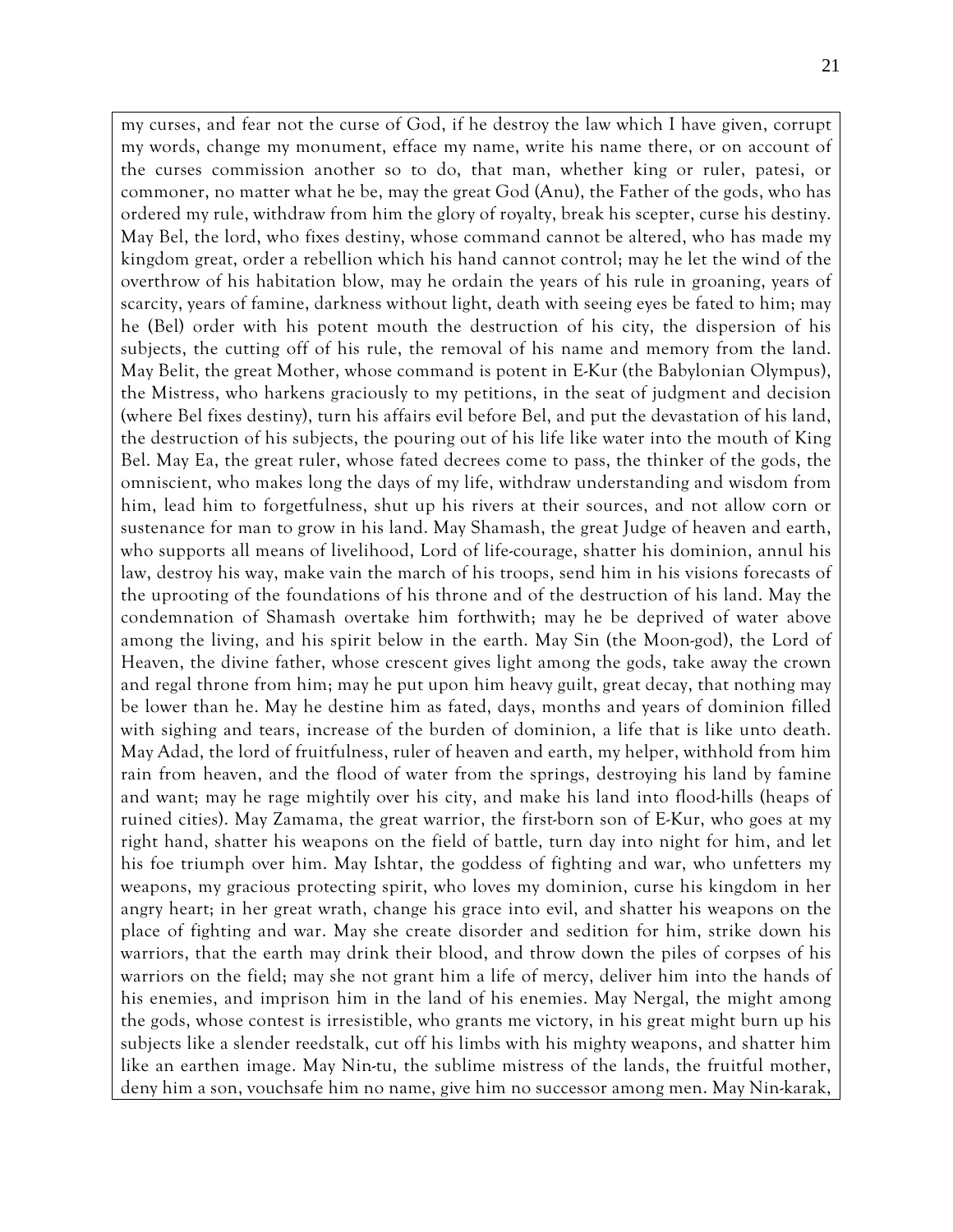my curses, and fear not the curse of God, if he destroy the law which I have given, corrupt my words, change my monument, efface my name, write his name there, or on account of the curses commission another so to do, that man, whether king or ruler, patesi, or commoner, no matter what he be, may the great God (Anu), the Father of the gods, who has ordered my rule, withdraw from him the glory of royalty, break his scepter, curse his destiny. May Bel, the lord, who fixes destiny, whose command cannot be altered, who has made my kingdom great, order a rebellion which his hand cannot control; may he let the wind of the overthrow of his habitation blow, may he ordain the years of his rule in groaning, years of scarcity, years of famine, darkness without light, death with seeing eyes be fated to him; may he (Bel) order with his potent mouth the destruction of his city, the dispersion of his subjects, the cutting off of his rule, the removal of his name and memory from the land. May Belit, the great Mother, whose command is potent in E-Kur (the Babylonian Olympus), the Mistress, who harkens graciously to my petitions, in the seat of judgment and decision (where Bel fixes destiny), turn his affairs evil before Bel, and put the devastation of his land, the destruction of his subjects, the pouring out of his life like water into the mouth of King Bel. May Ea, the great ruler, whose fated decrees come to pass, the thinker of the gods, the omniscient, who makes long the days of my life, withdraw understanding and wisdom from him, lead him to forgetfulness, shut up his rivers at their sources, and not allow corn or sustenance for man to grow in his land. May Shamash, the great Judge of heaven and earth, who supports all means of livelihood, Lord of life-courage, shatter his dominion, annul his law, destroy his way, make vain the march of his troops, send him in his visions forecasts of the uprooting of the foundations of his throne and of the destruction of his land. May the condemnation of Shamash overtake him forthwith; may he be deprived of water above among the living, and his spirit below in the earth. May Sin (the Moon-god), the Lord of Heaven, the divine father, whose crescent gives light among the gods, take away the crown and regal throne from him; may he put upon him heavy guilt, great decay, that nothing may be lower than he. May he destine him as fated, days, months and years of dominion filled with sighing and tears, increase of the burden of dominion, a life that is like unto death. May Adad, the lord of fruitfulness, ruler of heaven and earth, my helper, withhold from him rain from heaven, and the flood of water from the springs, destroying his land by famine and want; may he rage mightily over his city, and make his land into flood-hills (heaps of ruined cities). May Zamama, the great warrior, the first-born son of E-Kur, who goes at my right hand, shatter his weapons on the field of battle, turn day into night for him, and let his foe triumph over him. May Ishtar, the goddess of fighting and war, who unfetters my weapons, my gracious protecting spirit, who loves my dominion, curse his kingdom in her angry heart; in her great wrath, change his grace into evil, and shatter his weapons on the place of fighting and war. May she create disorder and sedition for him, strike down his warriors, that the earth may drink their blood, and throw down the piles of corpses of his warriors on the field; may she not grant him a life of mercy, deliver him into the hands of his enemies, and imprison him in the land of his enemies. May Nergal, the might among the gods, whose contest is irresistible, who grants me victory, in his great might burn up his subjects like a slender reedstalk, cut off his limbs with his mighty weapons, and shatter him like an earthen image. May Nin-tu, the sublime mistress of the lands, the fruitful mother, deny him a son, vouchsafe him no name, give him no successor among men. May Nin-karak,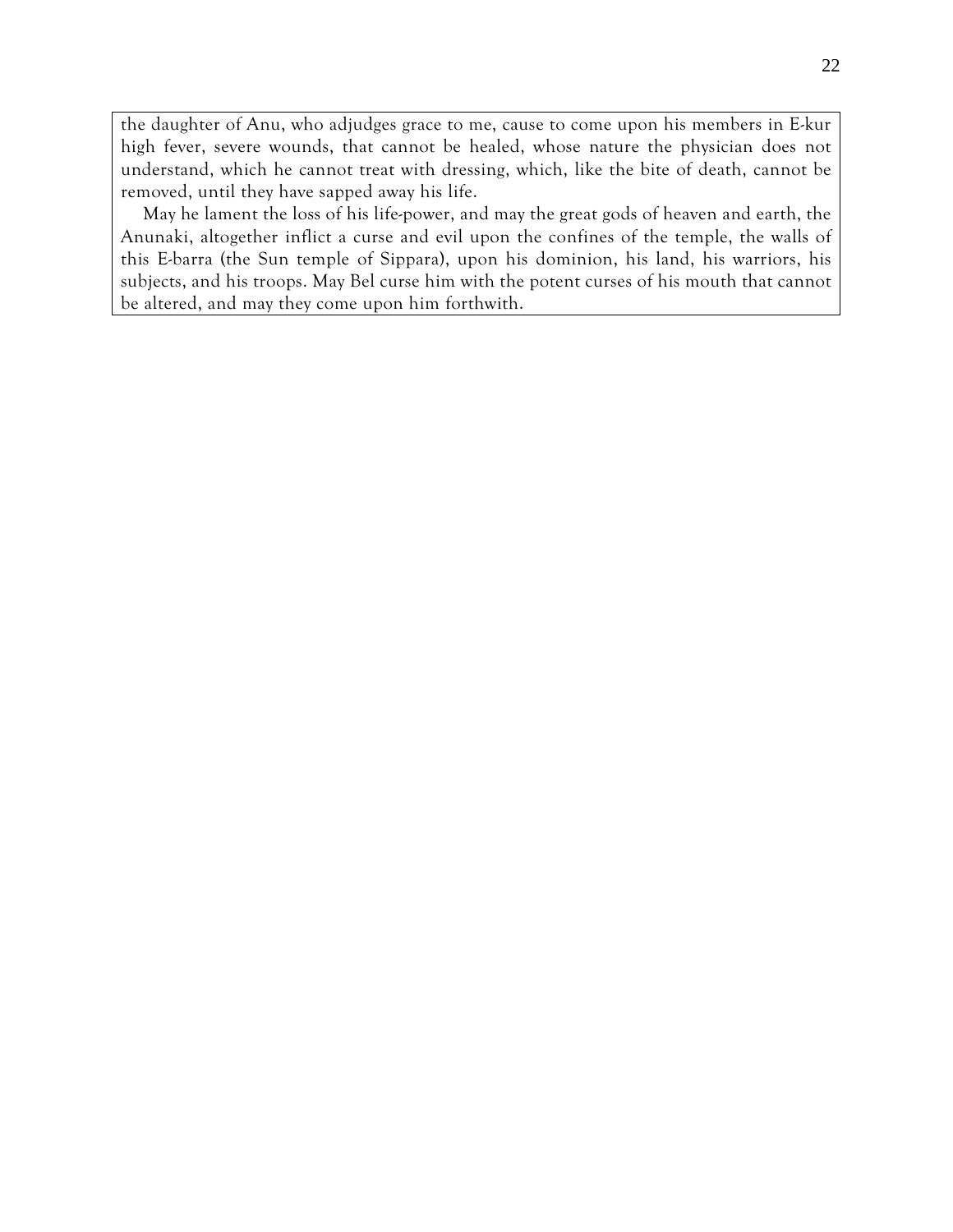the daughter of Anu, who adjudges grace to me, cause to come upon his members in E-kur high fever, severe wounds, that cannot be healed, whose nature the physician does not understand, which he cannot treat with dressing, which, like the bite of death, cannot be removed, until they have sapped away his life.

May he lament the loss of his life-power, and may the great gods of heaven and earth, the Anunaki, altogether inflict a curse and evil upon the confines of the temple, the walls of this E-barra (the Sun temple of Sippara), upon his dominion, his land, his warriors, his subjects, and his troops. May Bel curse him with the potent curses of his mouth that cannot be altered, and may they come upon him forthwith.